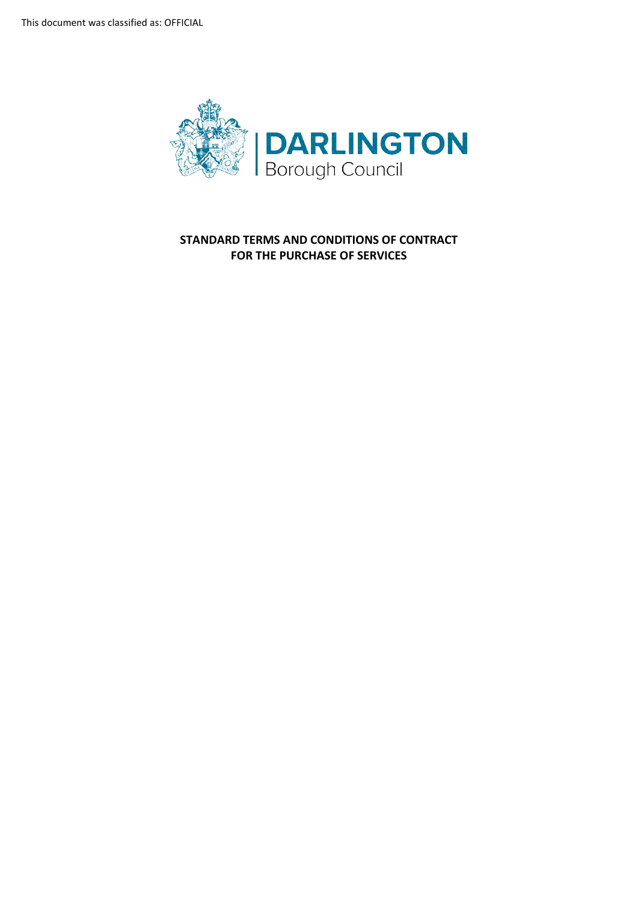This document was classified as: OFFICIAL

**DARLINGTON**
Borough Council

**STANDARD TERMS AND CONDITIONS OF CONTRACT**
**FOR THE PURCHASE OF SERVICES**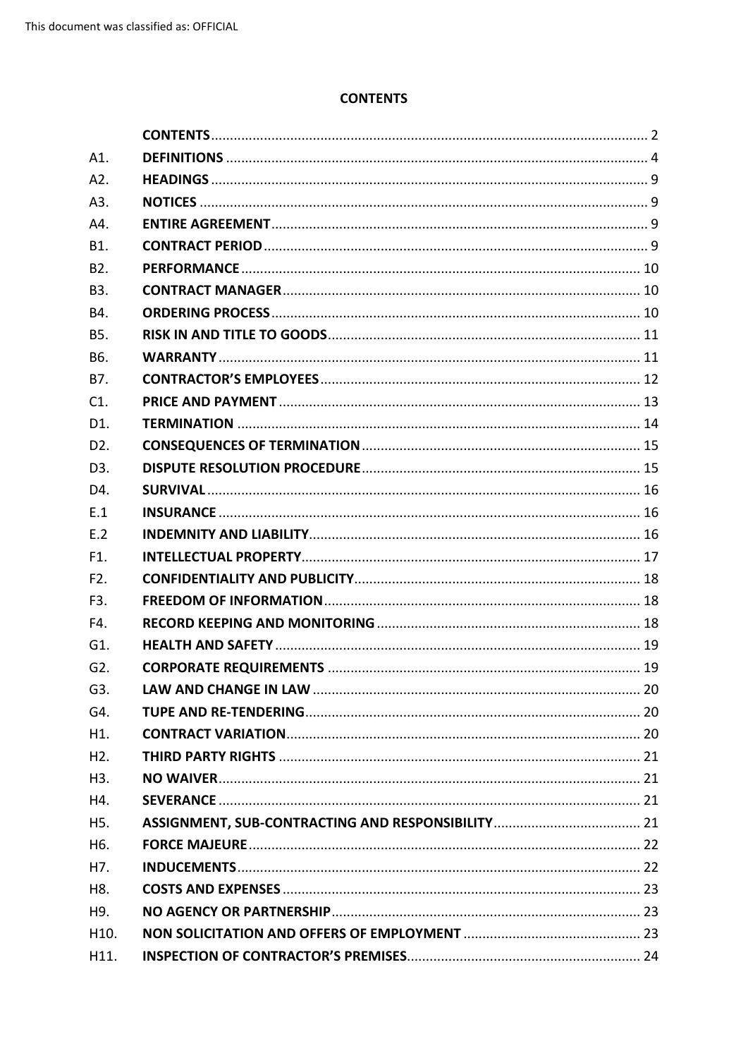This document was classified as: OFFICIAL

**CONTENTS**

| | | |
|---|---|---|
| | **CONTENTS** | 2 |
| A1. | **DEFINITIONS** | 4 |
| A2. | **HEADINGS** | 9 |
| A3. | **NOTICES** | 9 |
| A4. | **ENTIRE AGREEMENT** | 9 |
| B1. | **CONTRACT PERIOD** | 9 |
| B2. | **PERFORMANCE** | 10 |
| B3. | **CONTRACT MANAGER** | 10 |
| B4. | **ORDERING PROCESS** | 10 |
| B5. | **RISK IN AND TITLE TO GOODS** | 11 |
| B6. | **WARRANTY** | 11 |
| B7. | **CONTRACTOR'S EMPLOYEES** | 12 |
| C1. | **PRICE AND PAYMENT** | 13 |
| D1. | **TERMINATION** | 14 |
| D2. | **CONSEQUENCES OF TERMINATION** | 15 |
| D3. | **DISPUTE RESOLUTION PROCEDURE** | 15 |
| D4. | **SURVIVAL** | 16 |
| E.1 | **INSURANCE** | 16 |
| E.2 | **INDEMNITY AND LIABILITY** | 16 |
| F1. | **INTELLECTUAL PROPERTY** | 17 |
| F2. | **CONFIDENTIALITY AND PUBLICITY** | 18 |
| F3. | **FREEDOM OF INFORMATION** | 18 |
| F4. | **RECORD KEEPING AND MONITORING** | 18 |
| G1. | **HEALTH AND SAFETY** | 19 |
| G2. | **CORPORATE REQUIREMENTS** | 19 |
| G3. | **LAW AND CHANGE IN LAW** | 20 |
| G4. | **TUPE AND RE-TENDERING** | 20 |
| H1. | **CONTRACT VARIATION** | 20 |
| H2. | **THIRD PARTY RIGHTS** | 21 |
| H3. | **NO WAIVER** | 21 |
| H4. | **SEVERANCE** | 21 |
| H5. | **ASSIGNMENT, SUB-CONTRACTING AND RESPONSIBILITY** | 21 |
| H6. | **FORCE MAJEURE** | 22 |
| H7. | **INDUCEMENTS** | 22 |
| H8. | **COSTS AND EXPENSES** | 23 |
| H9. | **NO AGENCY OR PARTNERSHIP** | 23 |
| H10. | **NON SOLICITATION AND OFFERS OF EMPLOYMENT** | 23 |
| H11. | **INSPECTION OF CONTRACTOR'S PREMISES** | 24 |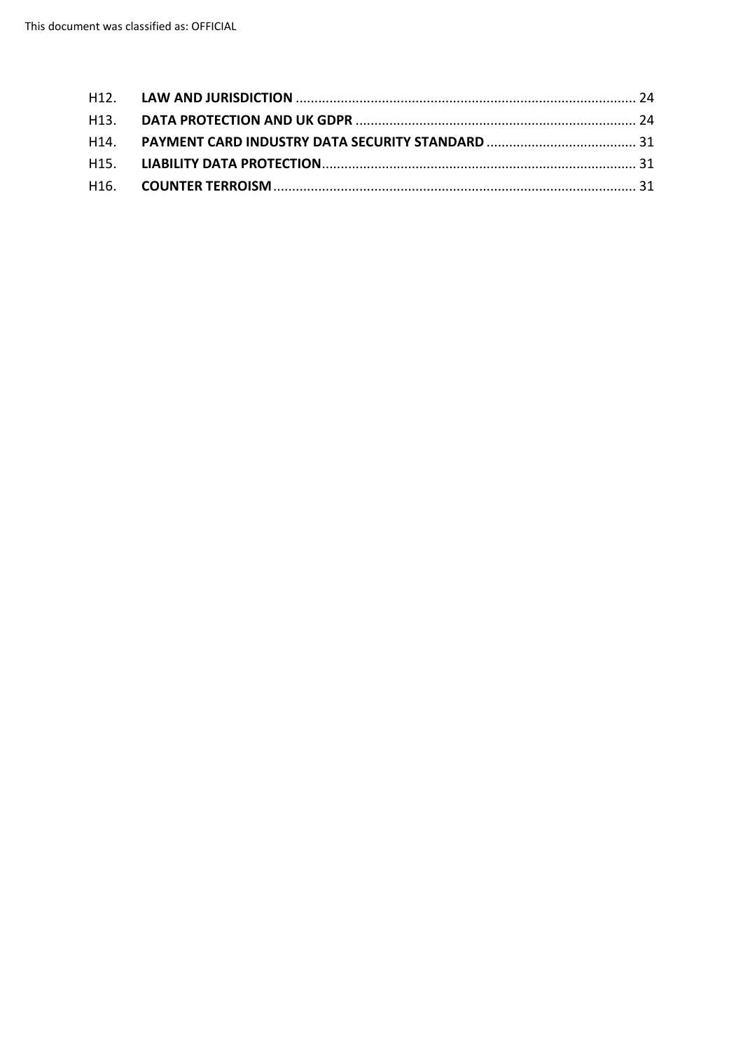| | | |
|---|---|---|
| H12. | **LAW AND JURISDICTION** | 24 |
| H13. | **DATA PROTECTION AND UK GDPR** | 24 |
| H14. | **PAYMENT CARD INDUSTRY DATA SECURITY STANDARD** | 31 |
| H15. | **LIABILITY DATA PROTECTION** | 31 |
| H16. | **COUNTER TERROISM** | 31 |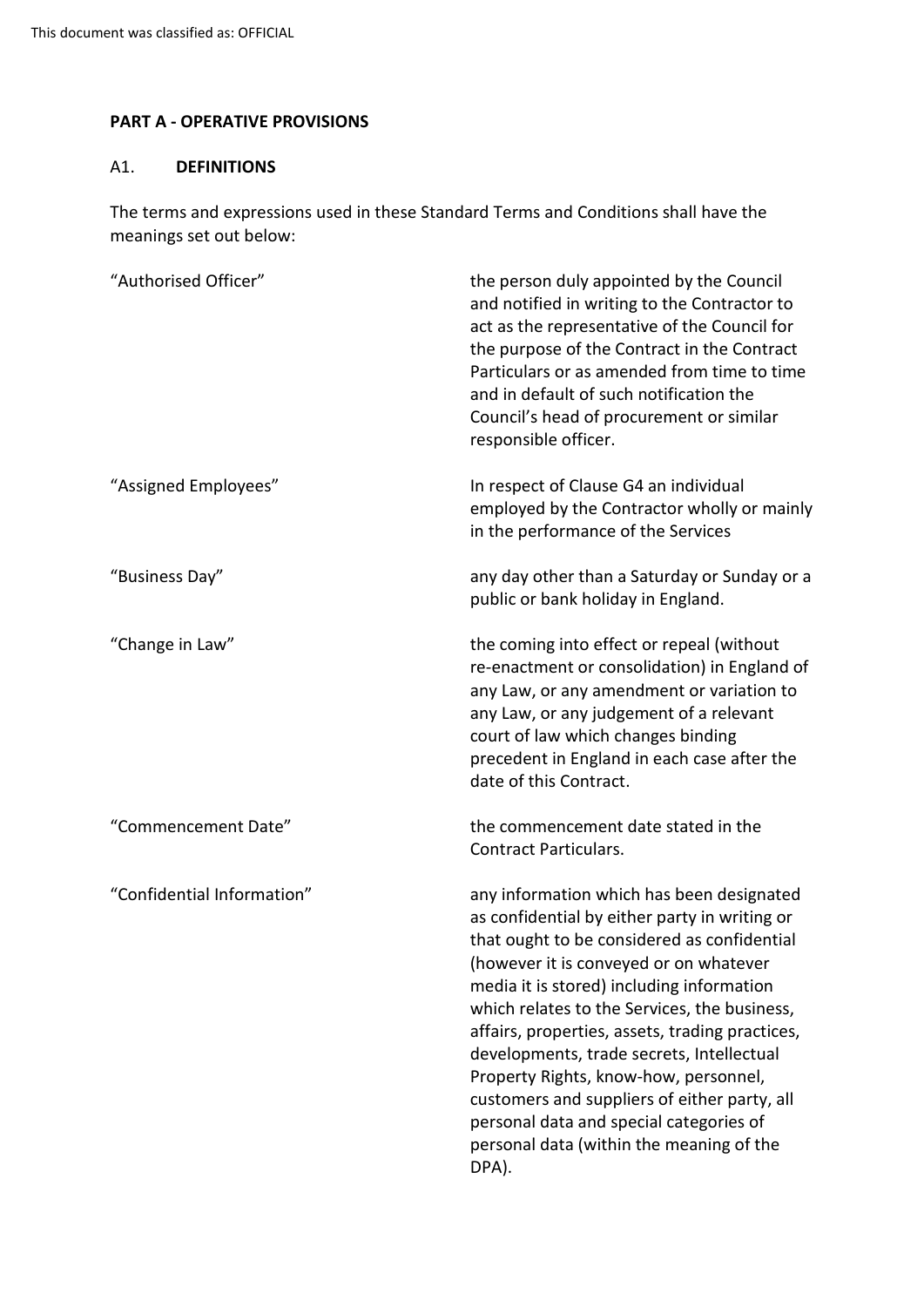## PART A - OPERATIVE PROVISIONS

### A1. DEFINITIONS

The terms and expressions used in these Standard Terms and Conditions shall have the meanings set out below:

| | |
|---|---|
| "Authorised Officer" | the person duly appointed by the Council and notified in writing to the Contractor to act as the representative of the Council for the purpose of the Contract in the Contract Particulars or as amended from time to time and in default of such notification the Council's head of procurement or similar responsible officer. |
| "Assigned Employees" | In respect of Clause G4 an individual employed by the Contractor wholly or mainly in the performance of the Services |
| "Business Day" | any day other than a Saturday or Sunday or a public or bank holiday in England. |
| "Change in Law" | the coming into effect or repeal (without re-enactment or consolidation) in England of any Law, or any amendment or variation to any Law, or any judgement of a relevant court of law which changes binding precedent in England in each case after the date of this Contract. |
| "Commencement Date" | the commencement date stated in the Contract Particulars. |
| "Confidential Information" | any information which has been designated as confidential by either party in writing or that ought to be considered as confidential (however it is conveyed or on whatever media it is stored) including information which relates to the Services, the business, affairs, properties, assets, trading practices, developments, trade secrets, Intellectual Property Rights, know-how, personnel, customers and suppliers of either party, all personal data and special categories of personal data (within the meaning of the DPA). |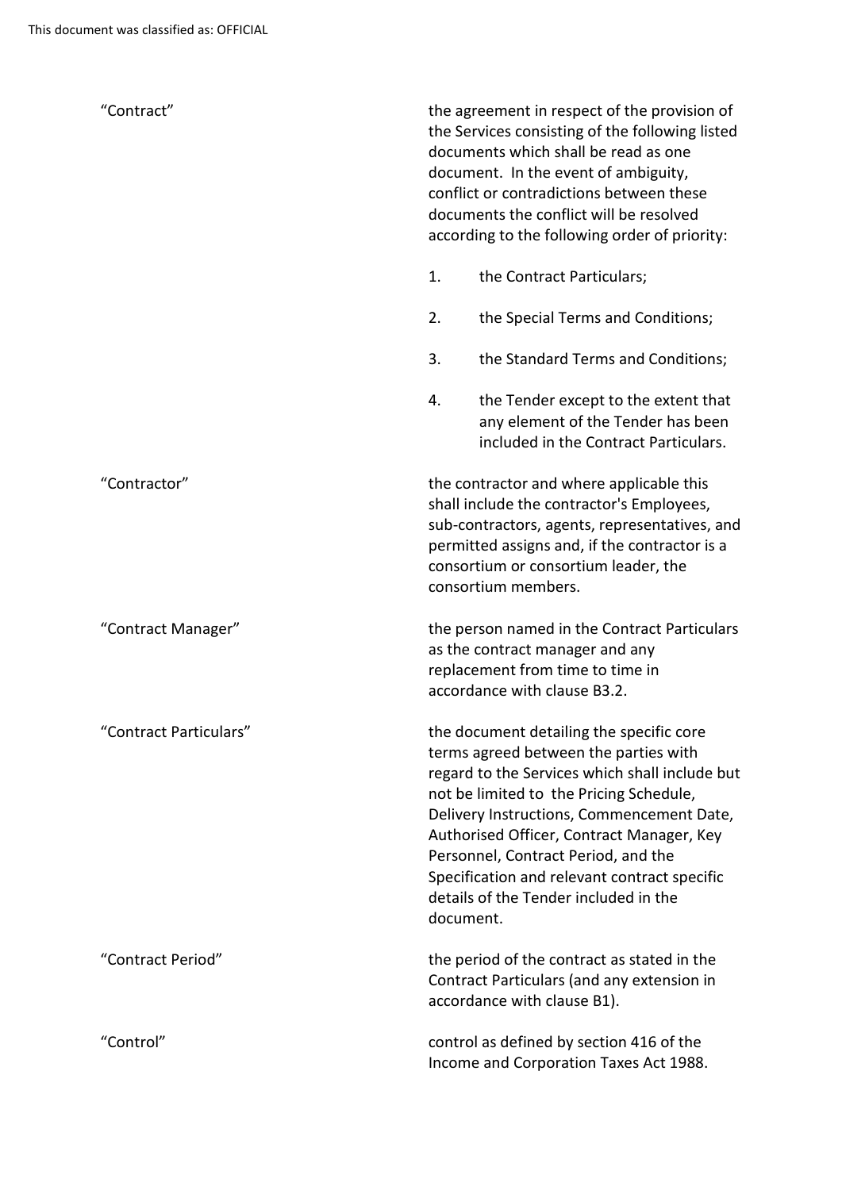"Contract" — the agreement in respect of the provision of the Services consisting of the following listed documents which shall be read as one document. In the event of ambiguity, conflict or contradictions between these documents the conflict will be resolved according to the following order of priority:

1. the Contract Particulars;
2. the Special Terms and Conditions;
3. the Standard Terms and Conditions;
4. the Tender except to the extent that any element of the Tender has been included in the Contract Particulars.

"Contractor" — the contractor and where applicable this shall include the contractor's Employees, sub-contractors, agents, representatives, and permitted assigns and, if the contractor is a consortium or consortium leader, the consortium members.

"Contract Manager" — the person named in the Contract Particulars as the contract manager and any replacement from time to time in accordance with clause B3.2.

"Contract Particulars" — the document detailing the specific core terms agreed between the parties with regard to the Services which shall include but not be limited to the Pricing Schedule, Delivery Instructions, Commencement Date, Authorised Officer, Contract Manager, Key Personnel, Contract Period, and the Specification and relevant contract specific details of the Tender included in the document.

"Contract Period" — the period of the contract as stated in the Contract Particulars (and any extension in accordance with clause B1).

"Control" — control as defined by section 416 of the Income and Corporation Taxes Act 1988.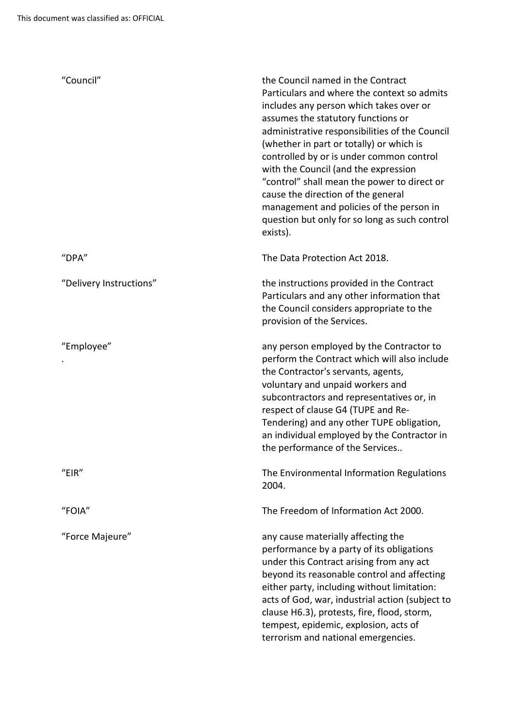| | |
|---|---|
| "Council" | the Council named in the Contract Particulars and where the context so admits includes any person which takes over or assumes the statutory functions or administrative responsibilities of the Council (whether in part or totally) or which is controlled by or is under common control with the Council (and the expression "control" shall mean the power to direct or cause the direction of the general management and policies of the person in question but only for so long as such control exists). |
| "DPA" | The Data Protection Act 2018. |
| "Delivery Instructions" | the instructions provided in the Contract Particulars and any other information that the Council considers appropriate to the provision of the Services. |
| "Employee" . | any person employed by the Contractor to perform the Contract which will also include the Contractor's servants, agents, voluntary and unpaid workers and subcontractors and representatives or, in respect of clause G4 (TUPE and Re-Tendering) and any other TUPE obligation, an individual employed by the Contractor in the performance of the Services.. |
| "EIR" | The Environmental Information Regulations 2004. |
| "FOIA" | The Freedom of Information Act 2000. |
| "Force Majeure" | any cause materially affecting the performance by a party of its obligations under this Contract arising from any act beyond its reasonable control and affecting either party, including without limitation: acts of God, war, industrial action (subject to clause H6.3), protests, fire, flood, storm, tempest, epidemic, explosion, acts of terrorism and national emergencies. |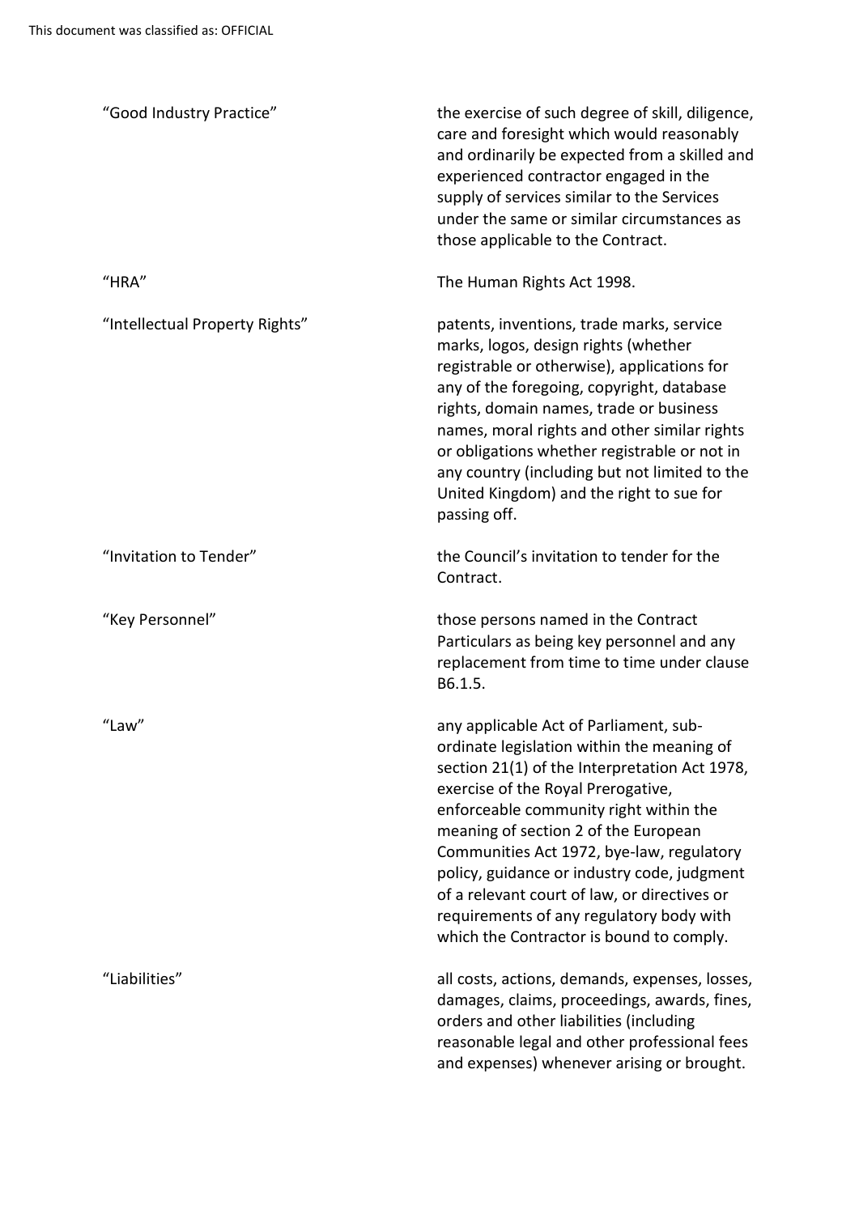| | |
|---|---|
| "Good Industry Practice" | the exercise of such degree of skill, diligence, care and foresight which would reasonably and ordinarily be expected from a skilled and experienced contractor engaged in the supply of services similar to the Services under the same or similar circumstances as those applicable to the Contract. |
| "HRA" | The Human Rights Act 1998. |
| "Intellectual Property Rights" | patents, inventions, trade marks, service marks, logos, design rights (whether registrable or otherwise), applications for any of the foregoing, copyright, database rights, domain names, trade or business names, moral rights and other similar rights or obligations whether registrable or not in any country (including but not limited to the United Kingdom) and the right to sue for passing off. |
| "Invitation to Tender" | the Council's invitation to tender for the Contract. |
| "Key Personnel" | those persons named in the Contract Particulars as being key personnel and any replacement from time to time under clause B6.1.5. |
| "Law" | any applicable Act of Parliament, sub-ordinate legislation within the meaning of section 21(1) of the Interpretation Act 1978, exercise of the Royal Prerogative, enforceable community right within the meaning of section 2 of the European Communities Act 1972, bye-law, regulatory policy, guidance or industry code, judgment of a relevant court of law, or directives or requirements of any regulatory body with which the Contractor is bound to comply. |
| "Liabilities" | all costs, actions, demands, expenses, losses, damages, claims, proceedings, awards, fines, orders and other liabilities (including reasonable legal and other professional fees and expenses) whenever arising or brought. |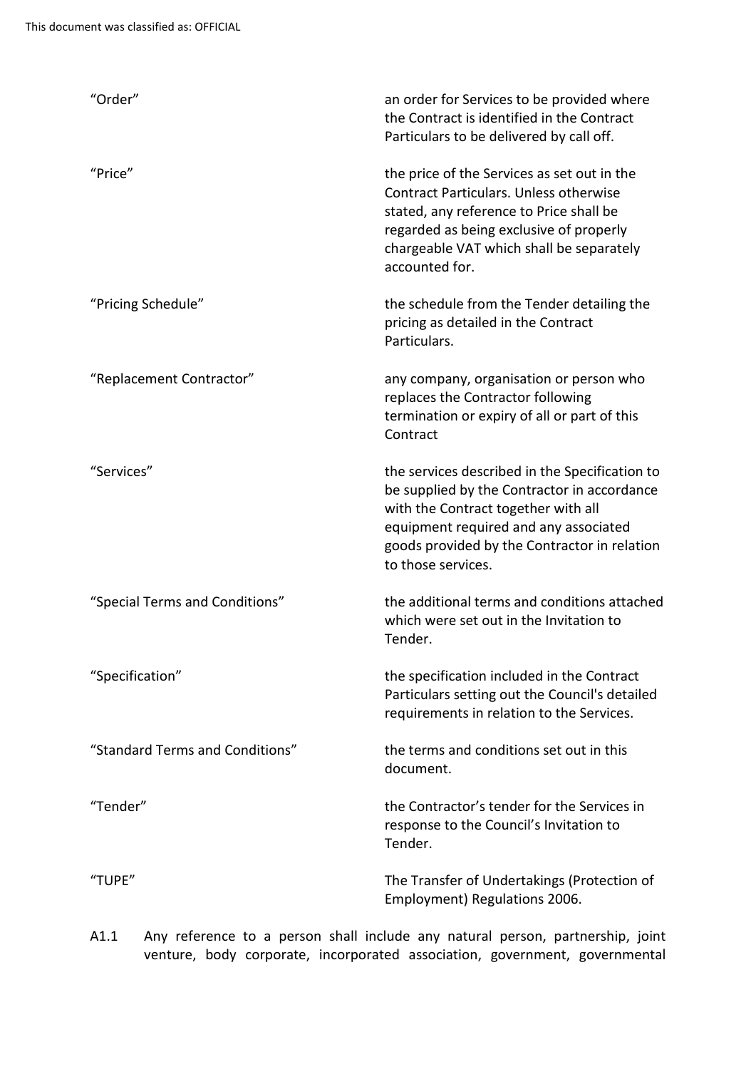| | |
|---|---|
| "Order" | an order for Services to be provided where the Contract is identified in the Contract Particulars to be delivered by call off. |
| "Price" | the price of the Services as set out in the Contract Particulars. Unless otherwise stated, any reference to Price shall be regarded as being exclusive of properly chargeable VAT which shall be separately accounted for. |
| "Pricing Schedule" | the schedule from the Tender detailing the pricing as detailed in the Contract Particulars. |
| "Replacement Contractor" | any company, organisation or person who replaces the Contractor following termination or expiry of all or part of this Contract |
| "Services" | the services described in the Specification to be supplied by the Contractor in accordance with the Contract together with all equipment required and any associated goods provided by the Contractor in relation to those services. |
| "Special Terms and Conditions" | the additional terms and conditions attached which were set out in the Invitation to Tender. |
| "Specification" | the specification included in the Contract Particulars setting out the Council's detailed requirements in relation to the Services. |
| "Standard Terms and Conditions" | the terms and conditions set out in this document. |
| "Tender" | the Contractor's tender for the Services in response to the Council's Invitation to Tender. |
| "TUPE" | The Transfer of Undertakings (Protection of Employment) Regulations 2006. |

A1.1 Any reference to a person shall include any natural person, partnership, joint venture, body corporate, incorporated association, government, governmental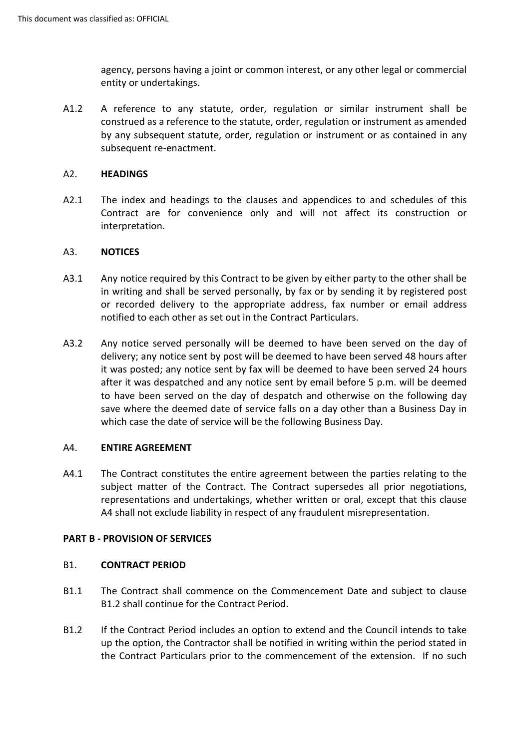agency, persons having a joint or common interest, or any other legal or commercial entity or undertakings.

A1.2 A reference to any statute, order, regulation or similar instrument shall be construed as a reference to the statute, order, regulation or instrument as amended by any subsequent statute, order, regulation or instrument or as contained in any subsequent re-enactment.

## A2. HEADINGS

A2.1 The index and headings to the clauses and appendices to and schedules of this Contract are for convenience only and will not affect its construction or interpretation.

## A3. NOTICES

A3.1 Any notice required by this Contract to be given by either party to the other shall be in writing and shall be served personally, by fax or by sending it by registered post or recorded delivery to the appropriate address, fax number or email address notified to each other as set out in the Contract Particulars.

A3.2 Any notice served personally will be deemed to have been served on the day of delivery; any notice sent by post will be deemed to have been served 48 hours after it was posted; any notice sent by fax will be deemed to have been served 24 hours after it was despatched and any notice sent by email before 5 p.m. will be deemed to have been served on the day of despatch and otherwise on the following day save where the deemed date of service falls on a day other than a Business Day in which case the date of service will be the following Business Day.

## A4. ENTIRE AGREEMENT

A4.1 The Contract constitutes the entire agreement between the parties relating to the subject matter of the Contract. The Contract supersedes all prior negotiations, representations and undertakings, whether written or oral, except that this clause A4 shall not exclude liability in respect of any fraudulent misrepresentation.

# PART B - PROVISION OF SERVICES

## B1. CONTRACT PERIOD

B1.1 The Contract shall commence on the Commencement Date and subject to clause B1.2 shall continue for the Contract Period.

B1.2 If the Contract Period includes an option to extend and the Council intends to take up the option, the Contractor shall be notified in writing within the period stated in the Contract Particulars prior to the commencement of the extension. If no such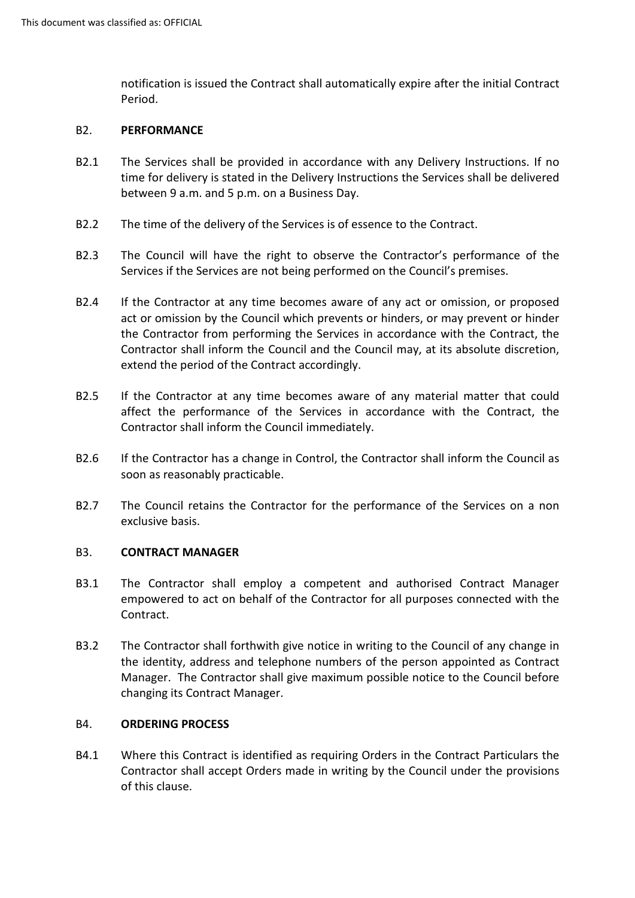notification is issued the Contract shall automatically expire after the initial Contract Period.

B2. **PERFORMANCE**

B2.1 The Services shall be provided in accordance with any Delivery Instructions. If no time for delivery is stated in the Delivery Instructions the Services shall be delivered between 9 a.m. and 5 p.m. on a Business Day.

B2.2 The time of the delivery of the Services is of essence to the Contract.

B2.3 The Council will have the right to observe the Contractor's performance of the Services if the Services are not being performed on the Council's premises.

B2.4 If the Contractor at any time becomes aware of any act or omission, or proposed act or omission by the Council which prevents or hinders, or may prevent or hinder the Contractor from performing the Services in accordance with the Contract, the Contractor shall inform the Council and the Council may, at its absolute discretion, extend the period of the Contract accordingly.

B2.5 If the Contractor at any time becomes aware of any material matter that could affect the performance of the Services in accordance with the Contract, the Contractor shall inform the Council immediately.

B2.6 If the Contractor has a change in Control, the Contractor shall inform the Council as soon as reasonably practicable.

B2.7 The Council retains the Contractor for the performance of the Services on a non exclusive basis.

B3. **CONTRACT MANAGER**

B3.1 The Contractor shall employ a competent and authorised Contract Manager empowered to act on behalf of the Contractor for all purposes connected with the Contract.

B3.2 The Contractor shall forthwith give notice in writing to the Council of any change in the identity, address and telephone numbers of the person appointed as Contract Manager. The Contractor shall give maximum possible notice to the Council before changing its Contract Manager.

B4. **ORDERING PROCESS**

B4.1 Where this Contract is identified as requiring Orders in the Contract Particulars the Contractor shall accept Orders made in writing by the Council under the provisions of this clause.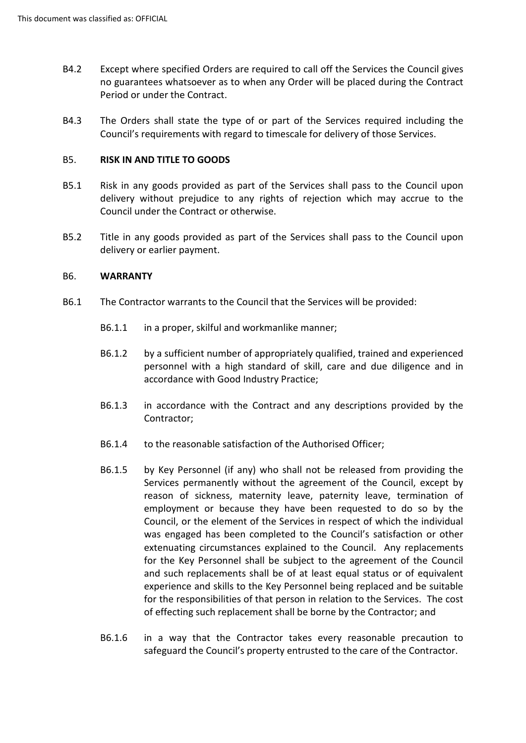B4.2 Except where specified Orders are required to call off the Services the Council gives no guarantees whatsoever as to when any Order will be placed during the Contract Period or under the Contract.

B4.3 The Orders shall state the type of or part of the Services required including the Council's requirements with regard to timescale for delivery of those Services.

## B5. RISK IN AND TITLE TO GOODS

B5.1 Risk in any goods provided as part of the Services shall pass to the Council upon delivery without prejudice to any rights of rejection which may accrue to the Council under the Contract or otherwise.

B5.2 Title in any goods provided as part of the Services shall pass to the Council upon delivery or earlier payment.

## B6. WARRANTY

B6.1 The Contractor warrants to the Council that the Services will be provided:

B6.1.1 in a proper, skilful and workmanlike manner;

B6.1.2 by a sufficient number of appropriately qualified, trained and experienced personnel with a high standard of skill, care and due diligence and in accordance with Good Industry Practice;

B6.1.3 in accordance with the Contract and any descriptions provided by the Contractor;

B6.1.4 to the reasonable satisfaction of the Authorised Officer;

B6.1.5 by Key Personnel (if any) who shall not be released from providing the Services permanently without the agreement of the Council, except by reason of sickness, maternity leave, paternity leave, termination of employment or because they have been requested to do so by the Council, or the element of the Services in respect of which the individual was engaged has been completed to the Council's satisfaction or other extenuating circumstances explained to the Council. Any replacements for the Key Personnel shall be subject to the agreement of the Council and such replacements shall be of at least equal status or of equivalent experience and skills to the Key Personnel being replaced and be suitable for the responsibilities of that person in relation to the Services. The cost of effecting such replacement shall be borne by the Contractor; and

B6.1.6 in a way that the Contractor takes every reasonable precaution to safeguard the Council's property entrusted to the care of the Contractor.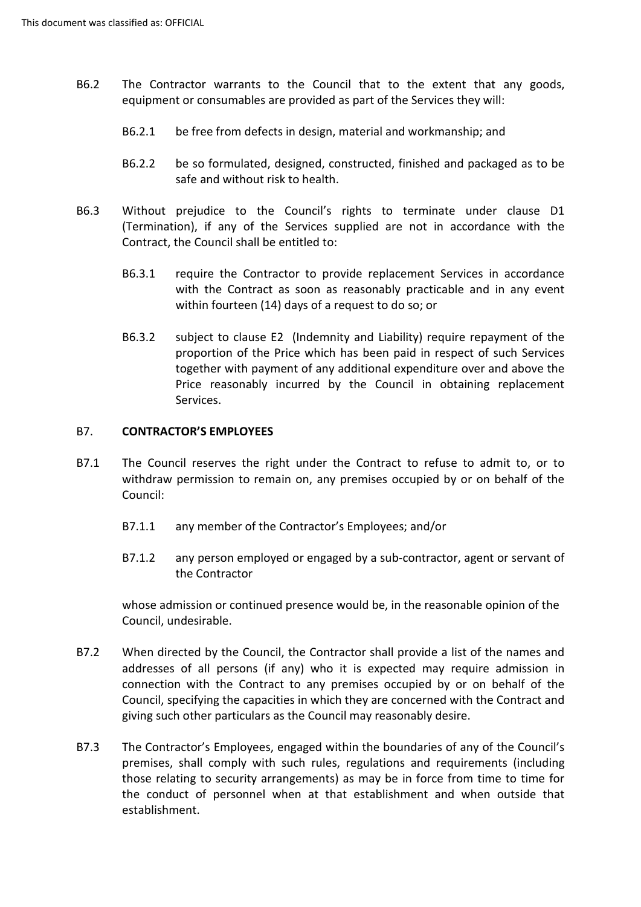B6.2 The Contractor warrants to the Council that to the extent that any goods, equipment or consumables are provided as part of the Services they will:

B6.2.1 be free from defects in design, material and workmanship; and

B6.2.2 be so formulated, designed, constructed, finished and packaged as to be safe and without risk to health.

B6.3 Without prejudice to the Council's rights to terminate under clause D1 (Termination), if any of the Services supplied are not in accordance with the Contract, the Council shall be entitled to:

B6.3.1 require the Contractor to provide replacement Services in accordance with the Contract as soon as reasonably practicable and in any event within fourteen (14) days of a request to do so; or

B6.3.2 subject to clause E2 (Indemnity and Liability) require repayment of the proportion of the Price which has been paid in respect of such Services together with payment of any additional expenditure over and above the Price reasonably incurred by the Council in obtaining replacement Services.

## B7. CONTRACTOR'S EMPLOYEES

B7.1 The Council reserves the right under the Contract to refuse to admit to, or to withdraw permission to remain on, any premises occupied by or on behalf of the Council:

B7.1.1 any member of the Contractor's Employees; and/or

B7.1.2 any person employed or engaged by a sub-contractor, agent or servant of the Contractor

whose admission or continued presence would be, in the reasonable opinion of the Council, undesirable.

B7.2 When directed by the Council, the Contractor shall provide a list of the names and addresses of all persons (if any) who it is expected may require admission in connection with the Contract to any premises occupied by or on behalf of the Council, specifying the capacities in which they are concerned with the Contract and giving such other particulars as the Council may reasonably desire.

B7.3 The Contractor's Employees, engaged within the boundaries of any of the Council's premises, shall comply with such rules, regulations and requirements (including those relating to security arrangements) as may be in force from time to time for the conduct of personnel when at that establishment and when outside that establishment.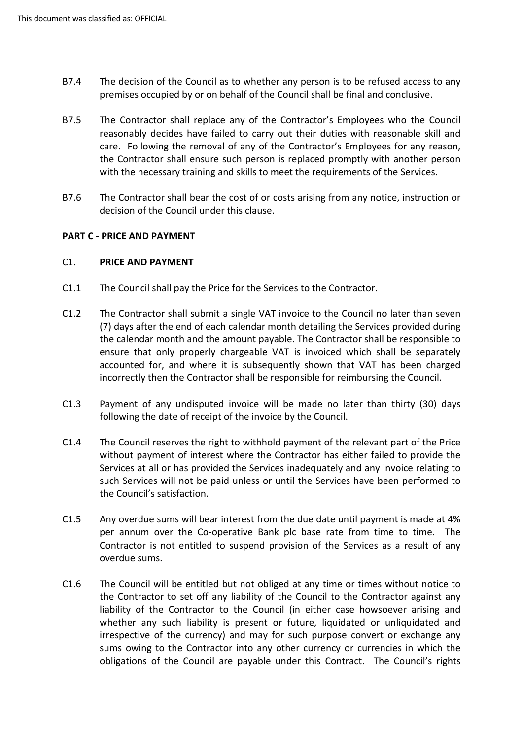B7.4 The decision of the Council as to whether any person is to be refused access to any premises occupied by or on behalf of the Council shall be final and conclusive.

B7.5 The Contractor shall replace any of the Contractor's Employees who the Council reasonably decides have failed to carry out their duties with reasonable skill and care. Following the removal of any of the Contractor's Employees for any reason, the Contractor shall ensure such person is replaced promptly with another person with the necessary training and skills to meet the requirements of the Services.

B7.6 The Contractor shall bear the cost of or costs arising from any notice, instruction or decision of the Council under this clause.

**PART C - PRICE AND PAYMENT**

C1. **PRICE AND PAYMENT**

C1.1 The Council shall pay the Price for the Services to the Contractor.

C1.2 The Contractor shall submit a single VAT invoice to the Council no later than seven (7) days after the end of each calendar month detailing the Services provided during the calendar month and the amount payable. The Contractor shall be responsible to ensure that only properly chargeable VAT is invoiced which shall be separately accounted for, and where it is subsequently shown that VAT has been charged incorrectly then the Contractor shall be responsible for reimbursing the Council.

C1.3 Payment of any undisputed invoice will be made no later than thirty (30) days following the date of receipt of the invoice by the Council.

C1.4 The Council reserves the right to withhold payment of the relevant part of the Price without payment of interest where the Contractor has either failed to provide the Services at all or has provided the Services inadequately and any invoice relating to such Services will not be paid unless or until the Services have been performed to the Council's satisfaction.

C1.5 Any overdue sums will bear interest from the due date until payment is made at 4% per annum over the Co-operative Bank plc base rate from time to time. The Contractor is not entitled to suspend provision of the Services as a result of any overdue sums.

C1.6 The Council will be entitled but not obliged at any time or times without notice to the Contractor to set off any liability of the Council to the Contractor against any liability of the Contractor to the Council (in either case howsoever arising and whether any such liability is present or future, liquidated or unliquidated and irrespective of the currency) and may for such purpose convert or exchange any sums owing to the Contractor into any other currency or currencies in which the obligations of the Council are payable under this Contract. The Council's rights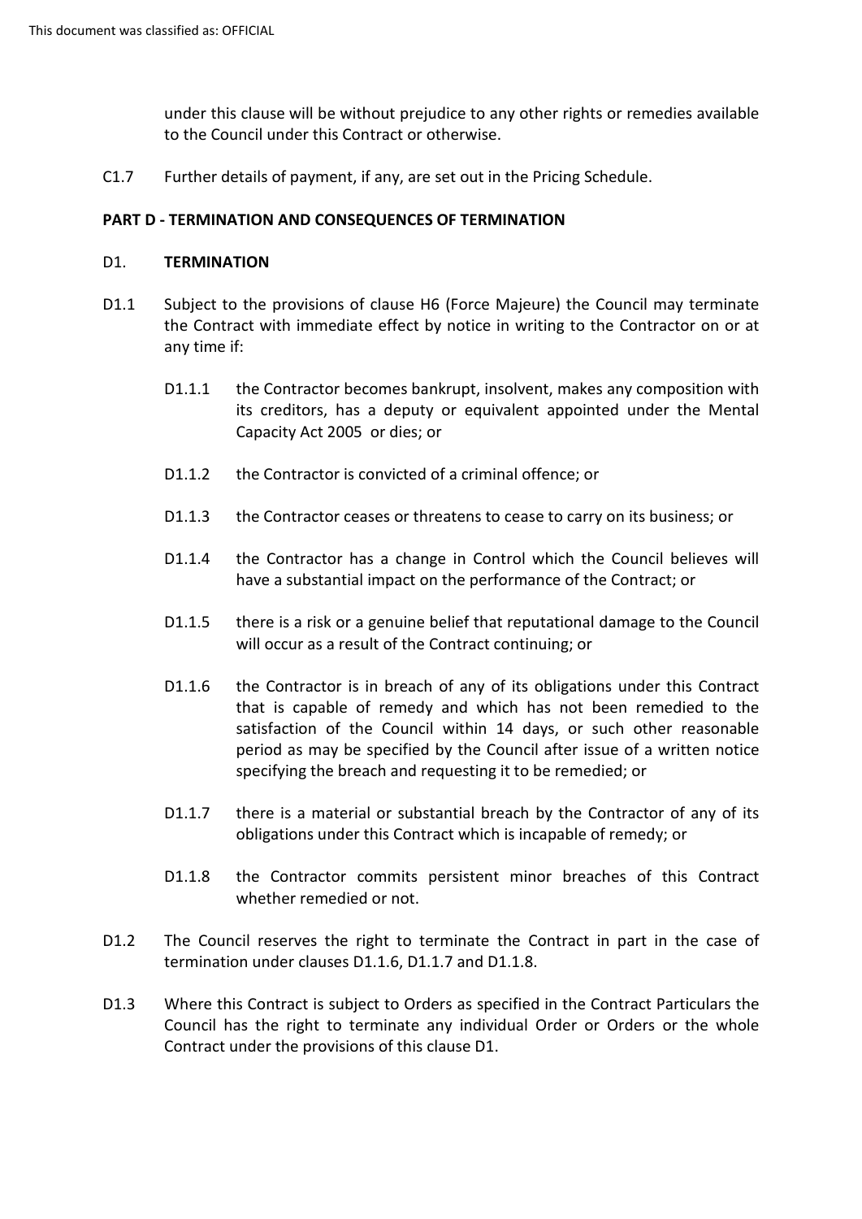under this clause will be without prejudice to any other rights or remedies available to the Council under this Contract or otherwise.

C1.7 Further details of payment, if any, are set out in the Pricing Schedule.

## PART D - TERMINATION AND CONSEQUENCES OF TERMINATION

### D1. TERMINATION

D1.1 Subject to the provisions of clause H6 (Force Majeure) the Council may terminate the Contract with immediate effect by notice in writing to the Contractor on or at any time if:

D1.1.1 the Contractor becomes bankrupt, insolvent, makes any composition with its creditors, has a deputy or equivalent appointed under the Mental Capacity Act 2005 or dies; or

D1.1.2 the Contractor is convicted of a criminal offence; or

D1.1.3 the Contractor ceases or threatens to cease to carry on its business; or

D1.1.4 the Contractor has a change in Control which the Council believes will have a substantial impact on the performance of the Contract; or

D1.1.5 there is a risk or a genuine belief that reputational damage to the Council will occur as a result of the Contract continuing; or

D1.1.6 the Contractor is in breach of any of its obligations under this Contract that is capable of remedy and which has not been remedied to the satisfaction of the Council within 14 days, or such other reasonable period as may be specified by the Council after issue of a written notice specifying the breach and requesting it to be remedied; or

D1.1.7 there is a material or substantial breach by the Contractor of any of its obligations under this Contract which is incapable of remedy; or

D1.1.8 the Contractor commits persistent minor breaches of this Contract whether remedied or not.

D1.2 The Council reserves the right to terminate the Contract in part in the case of termination under clauses D1.1.6, D1.1.7 and D1.1.8.

D1.3 Where this Contract is subject to Orders as specified in the Contract Particulars the Council has the right to terminate any individual Order or Orders or the whole Contract under the provisions of this clause D1.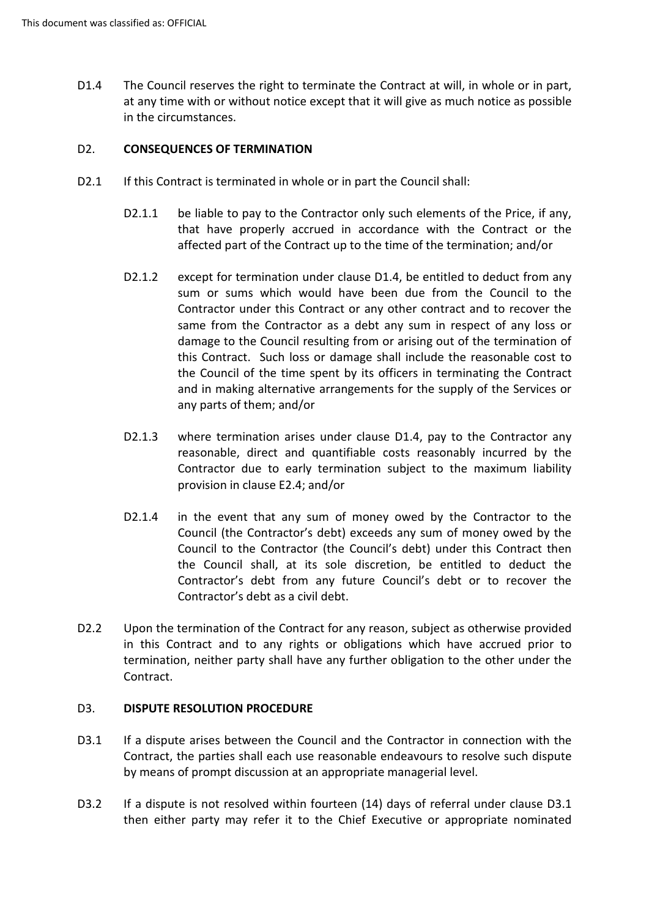D1.4 The Council reserves the right to terminate the Contract at will, in whole or in part, at any time with or without notice except that it will give as much notice as possible in the circumstances.

## D2. CONSEQUENCES OF TERMINATION

D2.1 If this Contract is terminated in whole or in part the Council shall:

D2.1.1 be liable to pay to the Contractor only such elements of the Price, if any, that have properly accrued in accordance with the Contract or the affected part of the Contract up to the time of the termination; and/or

D2.1.2 except for termination under clause D1.4, be entitled to deduct from any sum or sums which would have been due from the Council to the Contractor under this Contract or any other contract and to recover the same from the Contractor as a debt any sum in respect of any loss or damage to the Council resulting from or arising out of the termination of this Contract. Such loss or damage shall include the reasonable cost to the Council of the time spent by its officers in terminating the Contract and in making alternative arrangements for the supply of the Services or any parts of them; and/or

D2.1.3 where termination arises under clause D1.4, pay to the Contractor any reasonable, direct and quantifiable costs reasonably incurred by the Contractor due to early termination subject to the maximum liability provision in clause E2.4; and/or

D2.1.4 in the event that any sum of money owed by the Contractor to the Council (the Contractor's debt) exceeds any sum of money owed by the Council to the Contractor (the Council's debt) under this Contract then the Council shall, at its sole discretion, be entitled to deduct the Contractor's debt from any future Council's debt or to recover the Contractor's debt as a civil debt.

D2.2 Upon the termination of the Contract for any reason, subject as otherwise provided in this Contract and to any rights or obligations which have accrued prior to termination, neither party shall have any further obligation to the other under the Contract.

## D3. DISPUTE RESOLUTION PROCEDURE

D3.1 If a dispute arises between the Council and the Contractor in connection with the Contract, the parties shall each use reasonable endeavours to resolve such dispute by means of prompt discussion at an appropriate managerial level.

D3.2 If a dispute is not resolved within fourteen (14) days of referral under clause D3.1 then either party may refer it to the Chief Executive or appropriate nominated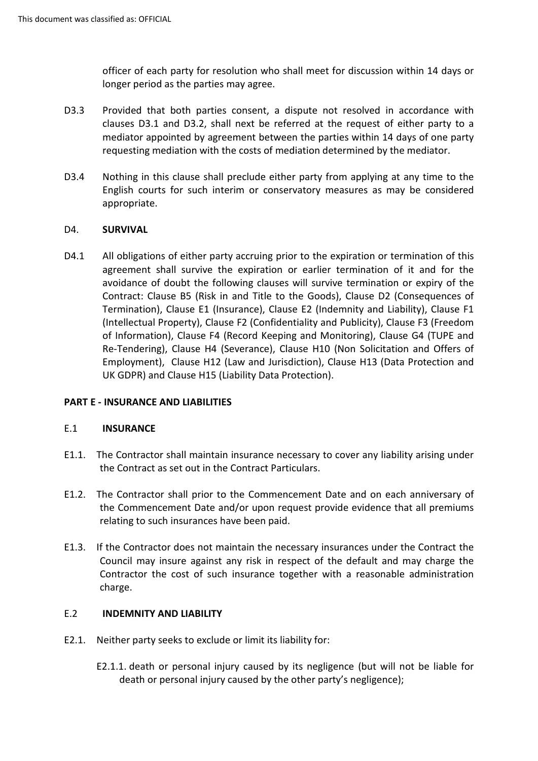officer of each party for resolution who shall meet for discussion within 14 days or longer period as the parties may agree.

D3.3 Provided that both parties consent, a dispute not resolved in accordance with clauses D3.1 and D3.2, shall next be referred at the request of either party to a mediator appointed by agreement between the parties within 14 days of one party requesting mediation with the costs of mediation determined by the mediator.

D3.4 Nothing in this clause shall preclude either party from applying at any time to the English courts for such interim or conservatory measures as may be considered appropriate.

D4. **SURVIVAL**

D4.1 All obligations of either party accruing prior to the expiration or termination of this agreement shall survive the expiration or earlier termination of it and for the avoidance of doubt the following clauses will survive termination or expiry of the Contract: Clause B5 (Risk in and Title to the Goods), Clause D2 (Consequences of Termination), Clause E1 (Insurance), Clause E2 (Indemnity and Liability), Clause F1 (Intellectual Property), Clause F2 (Confidentiality and Publicity), Clause F3 (Freedom of Information), Clause F4 (Record Keeping and Monitoring), Clause G4 (TUPE and Re-Tendering), Clause H4 (Severance), Clause H10 (Non Solicitation and Offers of Employment), Clause H12 (Law and Jurisdiction), Clause H13 (Data Protection and UK GDPR) and Clause H15 (Liability Data Protection).

**PART E - INSURANCE AND LIABILITIES**

E.1 **INSURANCE**

E1.1. The Contractor shall maintain insurance necessary to cover any liability arising under the Contract as set out in the Contract Particulars.

E1.2. The Contractor shall prior to the Commencement Date and on each anniversary of the Commencement Date and/or upon request provide evidence that all premiums relating to such insurances have been paid.

E1.3. If the Contractor does not maintain the necessary insurances under the Contract the Council may insure against any risk in respect of the default and may charge the Contractor the cost of such insurance together with a reasonable administration charge.

E.2 **INDEMNITY AND LIABILITY**

E2.1. Neither party seeks to exclude or limit its liability for:

E2.1.1. death or personal injury caused by its negligence (but will not be liable for death or personal injury caused by the other party's negligence);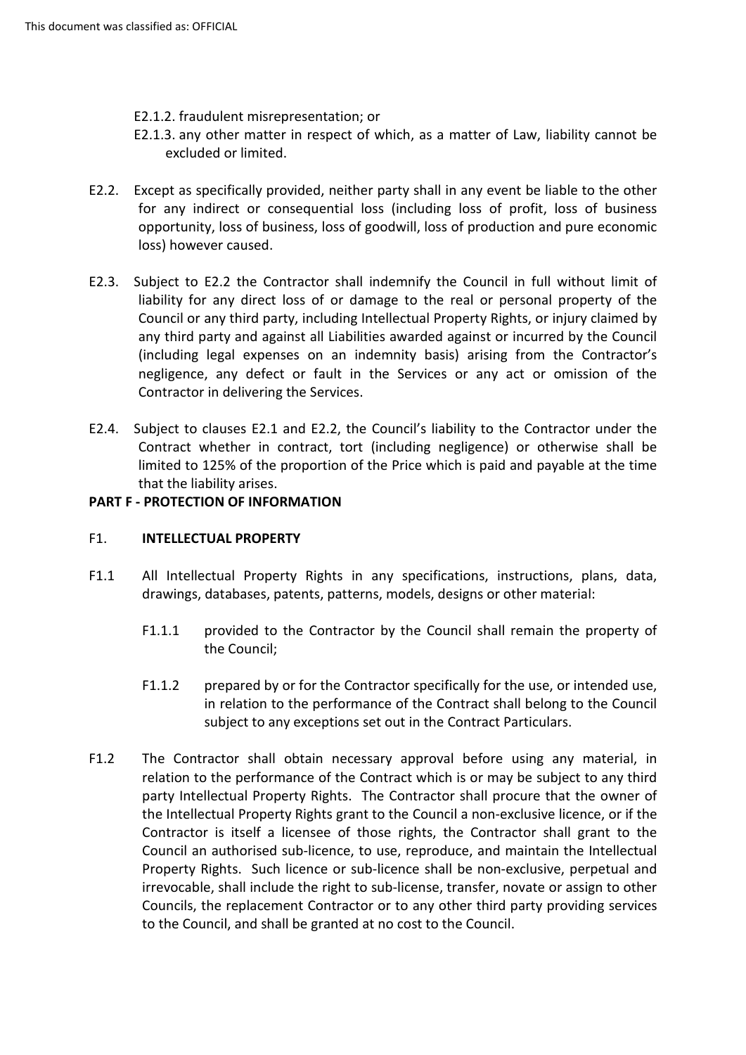E2.1.2. fraudulent misrepresentation; or

E2.1.3. any other matter in respect of which, as a matter of Law, liability cannot be excluded or limited.

E2.2. Except as specifically provided, neither party shall in any event be liable to the other for any indirect or consequential loss (including loss of profit, loss of business opportunity, loss of business, loss of goodwill, loss of production and pure economic loss) however caused.

E2.3. Subject to E2.2 the Contractor shall indemnify the Council in full without limit of liability for any direct loss of or damage to the real or personal property of the Council or any third party, including Intellectual Property Rights, or injury claimed by any third party and against all Liabilities awarded against or incurred by the Council (including legal expenses on an indemnity basis) arising from the Contractor's negligence, any defect or fault in the Services or any act or omission of the Contractor in delivering the Services.

E2.4. Subject to clauses E2.1 and E2.2, the Council's liability to the Contractor under the Contract whether in contract, tort (including negligence) or otherwise shall be limited to 125% of the proportion of the Price which is paid and payable at the time that the liability arises.

## PART F - PROTECTION OF INFORMATION

### F1. INTELLECTUAL PROPERTY

F1.1 All Intellectual Property Rights in any specifications, instructions, plans, data, drawings, databases, patents, patterns, models, designs or other material:

F1.1.1 provided to the Contractor by the Council shall remain the property of the Council;

F1.1.2 prepared by or for the Contractor specifically for the use, or intended use, in relation to the performance of the Contract shall belong to the Council subject to any exceptions set out in the Contract Particulars.

F1.2 The Contractor shall obtain necessary approval before using any material, in relation to the performance of the Contract which is or may be subject to any third party Intellectual Property Rights. The Contractor shall procure that the owner of the Intellectual Property Rights grant to the Council a non-exclusive licence, or if the Contractor is itself a licensee of those rights, the Contractor shall grant to the Council an authorised sub-licence, to use, reproduce, and maintain the Intellectual Property Rights. Such licence or sub-licence shall be non-exclusive, perpetual and irrevocable, shall include the right to sub-license, transfer, novate or assign to other Councils, the replacement Contractor or to any other third party providing services to the Council, and shall be granted at no cost to the Council.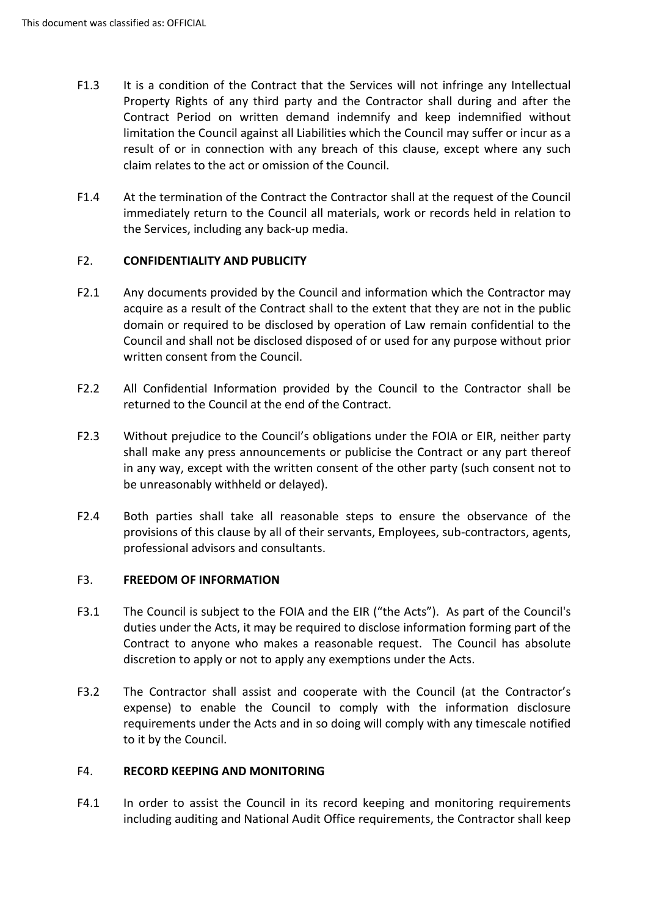F1.3 It is a condition of the Contract that the Services will not infringe any Intellectual Property Rights of any third party and the Contractor shall during and after the Contract Period on written demand indemnify and keep indemnified without limitation the Council against all Liabilities which the Council may suffer or incur as a result of or in connection with any breach of this clause, except where any such claim relates to the act or omission of the Council.

F1.4 At the termination of the Contract the Contractor shall at the request of the Council immediately return to the Council all materials, work or records held in relation to the Services, including any back-up media.

## F2. CONFIDENTIALITY AND PUBLICITY

F2.1 Any documents provided by the Council and information which the Contractor may acquire as a result of the Contract shall to the extent that they are not in the public domain or required to be disclosed by operation of Law remain confidential to the Council and shall not be disclosed disposed of or used for any purpose without prior written consent from the Council.

F2.2 All Confidential Information provided by the Council to the Contractor shall be returned to the Council at the end of the Contract.

F2.3 Without prejudice to the Council's obligations under the FOIA or EIR, neither party shall make any press announcements or publicise the Contract or any part thereof in any way, except with the written consent of the other party (such consent not to be unreasonably withheld or delayed).

F2.4 Both parties shall take all reasonable steps to ensure the observance of the provisions of this clause by all of their servants, Employees, sub-contractors, agents, professional advisors and consultants.

## F3. FREEDOM OF INFORMATION

F3.1 The Council is subject to the FOIA and the EIR ("the Acts"). As part of the Council's duties under the Acts, it may be required to disclose information forming part of the Contract to anyone who makes a reasonable request. The Council has absolute discretion to apply or not to apply any exemptions under the Acts.

F3.2 The Contractor shall assist and cooperate with the Council (at the Contractor's expense) to enable the Council to comply with the information disclosure requirements under the Acts and in so doing will comply with any timescale notified to it by the Council.

## F4. RECORD KEEPING AND MONITORING

F4.1 In order to assist the Council in its record keeping and monitoring requirements including auditing and National Audit Office requirements, the Contractor shall keep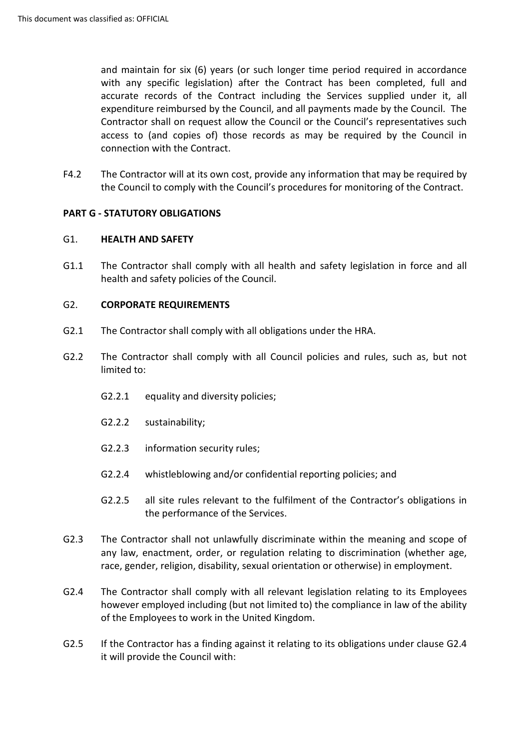and maintain for six (6) years (or such longer time period required in accordance with any specific legislation) after the Contract has been completed, full and accurate records of the Contract including the Services supplied under it, all expenditure reimbursed by the Council, and all payments made by the Council. The Contractor shall on request allow the Council or the Council's representatives such access to (and copies of) those records as may be required by the Council in connection with the Contract.

F4.2 The Contractor will at its own cost, provide any information that may be required by the Council to comply with the Council's procedures for monitoring of the Contract.

**PART G - STATUTORY OBLIGATIONS**

G1. **HEALTH AND SAFETY**

G1.1 The Contractor shall comply with all health and safety legislation in force and all health and safety policies of the Council.

G2. **CORPORATE REQUIREMENTS**

G2.1 The Contractor shall comply with all obligations under the HRA.

G2.2 The Contractor shall comply with all Council policies and rules, such as, but not limited to:

G2.2.1 equality and diversity policies;

G2.2.2 sustainability;

G2.2.3 information security rules;

G2.2.4 whistleblowing and/or confidential reporting policies; and

G2.2.5 all site rules relevant to the fulfilment of the Contractor's obligations in the performance of the Services.

G2.3 The Contractor shall not unlawfully discriminate within the meaning and scope of any law, enactment, order, or regulation relating to discrimination (whether age, race, gender, religion, disability, sexual orientation or otherwise) in employment.

G2.4 The Contractor shall comply with all relevant legislation relating to its Employees however employed including (but not limited to) the compliance in law of the ability of the Employees to work in the United Kingdom.

G2.5 If the Contractor has a finding against it relating to its obligations under clause G2.4 it will provide the Council with: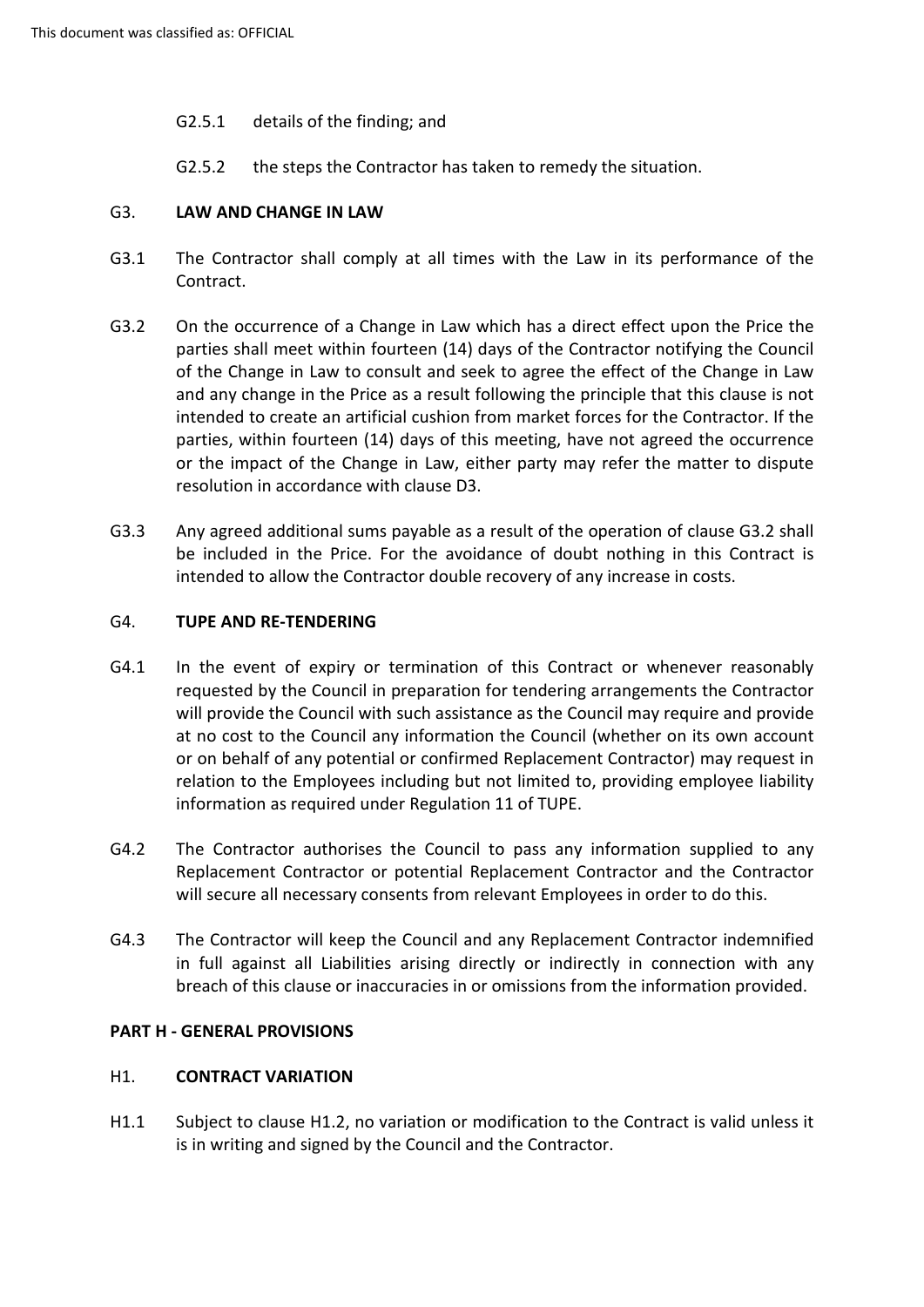G2.5.1 details of the finding; and

G2.5.2 the steps the Contractor has taken to remedy the situation.

### G3. LAW AND CHANGE IN LAW

G3.1 The Contractor shall comply at all times with the Law in its performance of the Contract.

G3.2 On the occurrence of a Change in Law which has a direct effect upon the Price the parties shall meet within fourteen (14) days of the Contractor notifying the Council of the Change in Law to consult and seek to agree the effect of the Change in Law and any change in the Price as a result following the principle that this clause is not intended to create an artificial cushion from market forces for the Contractor. If the parties, within fourteen (14) days of this meeting, have not agreed the occurrence or the impact of the Change in Law, either party may refer the matter to dispute resolution in accordance with clause D3.

G3.3 Any agreed additional sums payable as a result of the operation of clause G3.2 shall be included in the Price. For the avoidance of doubt nothing in this Contract is intended to allow the Contractor double recovery of any increase in costs.

### G4. TUPE AND RE-TENDERING

G4.1 In the event of expiry or termination of this Contract or whenever reasonably requested by the Council in preparation for tendering arrangements the Contractor will provide the Council with such assistance as the Council may require and provide at no cost to the Council any information the Council (whether on its own account or on behalf of any potential or confirmed Replacement Contractor) may request in relation to the Employees including but not limited to, providing employee liability information as required under Regulation 11 of TUPE.

G4.2 The Contractor authorises the Council to pass any information supplied to any Replacement Contractor or potential Replacement Contractor and the Contractor will secure all necessary consents from relevant Employees in order to do this.

G4.3 The Contractor will keep the Council and any Replacement Contractor indemnified in full against all Liabilities arising directly or indirectly in connection with any breach of this clause or inaccuracies in or omissions from the information provided.

## PART H - GENERAL PROVISIONS

### H1. CONTRACT VARIATION

H1.1 Subject to clause H1.2, no variation or modification to the Contract is valid unless it is in writing and signed by the Council and the Contractor.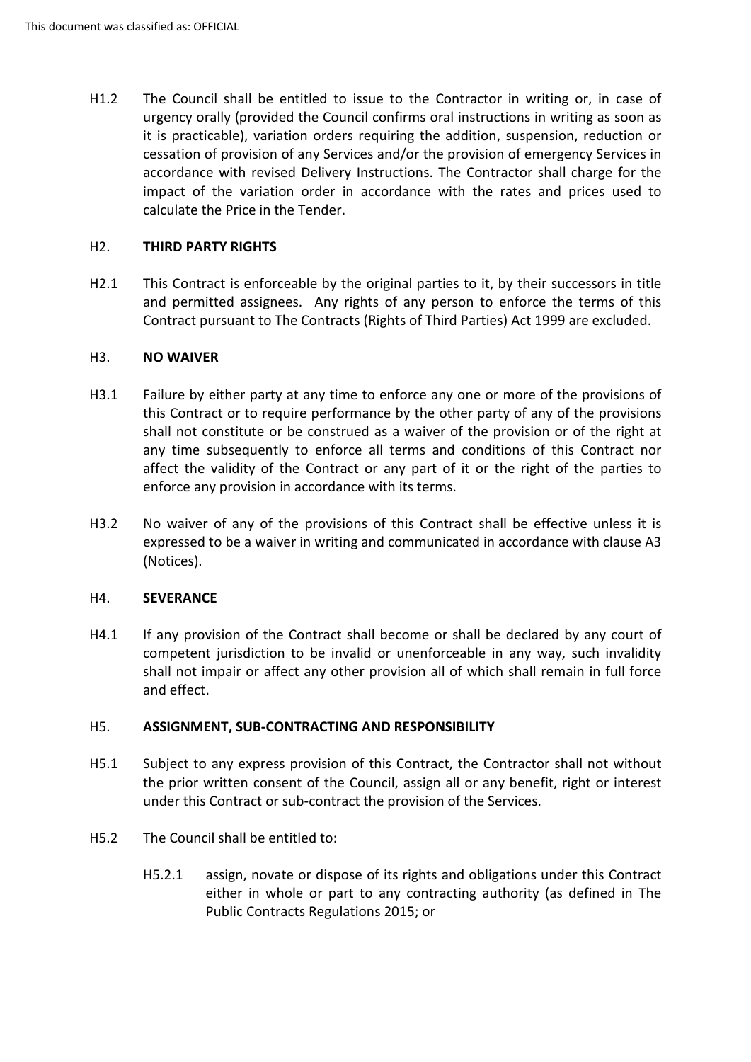H1.2 The Council shall be entitled to issue to the Contractor in writing or, in case of urgency orally (provided the Council confirms oral instructions in writing as soon as it is practicable), variation orders requiring the addition, suspension, reduction or cessation of provision of any Services and/or the provision of emergency Services in accordance with revised Delivery Instructions. The Contractor shall charge for the impact of the variation order in accordance with the rates and prices used to calculate the Price in the Tender.

## H2. THIRD PARTY RIGHTS

H2.1 This Contract is enforceable by the original parties to it, by their successors in title and permitted assignees. Any rights of any person to enforce the terms of this Contract pursuant to The Contracts (Rights of Third Parties) Act 1999 are excluded.

## H3. NO WAIVER

H3.1 Failure by either party at any time to enforce any one or more of the provisions of this Contract or to require performance by the other party of any of the provisions shall not constitute or be construed as a waiver of the provision or of the right at any time subsequently to enforce all terms and conditions of this Contract nor affect the validity of the Contract or any part of it or the right of the parties to enforce any provision in accordance with its terms.

H3.2 No waiver of any of the provisions of this Contract shall be effective unless it is expressed to be a waiver in writing and communicated in accordance with clause A3 (Notices).

## H4. SEVERANCE

H4.1 If any provision of the Contract shall become or shall be declared by any court of competent jurisdiction to be invalid or unenforceable in any way, such invalidity shall not impair or affect any other provision all of which shall remain in full force and effect.

## H5. ASSIGNMENT, SUB-CONTRACTING AND RESPONSIBILITY

H5.1 Subject to any express provision of this Contract, the Contractor shall not without the prior written consent of the Council, assign all or any benefit, right or interest under this Contract or sub-contract the provision of the Services.

H5.2 The Council shall be entitled to:

H5.2.1 assign, novate or dispose of its rights and obligations under this Contract either in whole or part to any contracting authority (as defined in The Public Contracts Regulations 2015; or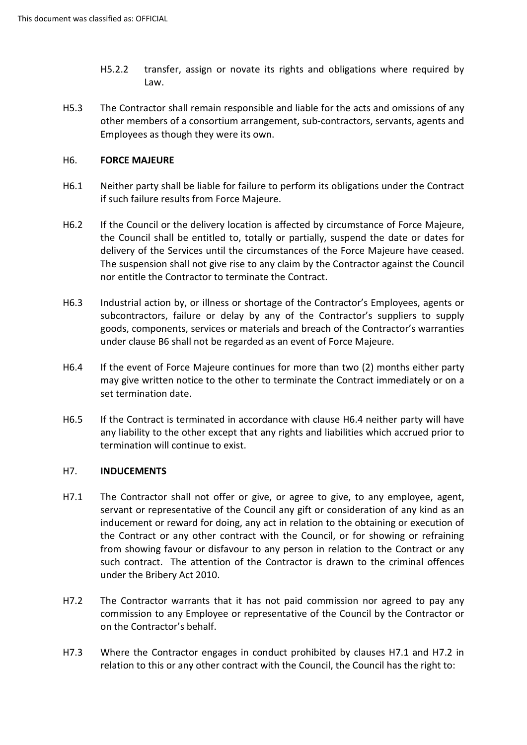H5.2.2 transfer, assign or novate its rights and obligations where required by Law.

H5.3 The Contractor shall remain responsible and liable for the acts and omissions of any other members of a consortium arrangement, sub-contractors, servants, agents and Employees as though they were its own.

## H6. FORCE MAJEURE

H6.1 Neither party shall be liable for failure to perform its obligations under the Contract if such failure results from Force Majeure.

H6.2 If the Council or the delivery location is affected by circumstance of Force Majeure, the Council shall be entitled to, totally or partially, suspend the date or dates for delivery of the Services until the circumstances of the Force Majeure have ceased. The suspension shall not give rise to any claim by the Contractor against the Council nor entitle the Contractor to terminate the Contract.

H6.3 Industrial action by, or illness or shortage of the Contractor's Employees, agents or subcontractors, failure or delay by any of the Contractor's suppliers to supply goods, components, services or materials and breach of the Contractor's warranties under clause B6 shall not be regarded as an event of Force Majeure.

H6.4 If the event of Force Majeure continues for more than two (2) months either party may give written notice to the other to terminate the Contract immediately or on a set termination date.

H6.5 If the Contract is terminated in accordance with clause H6.4 neither party will have any liability to the other except that any rights and liabilities which accrued prior to termination will continue to exist.

## H7. INDUCEMENTS

H7.1 The Contractor shall not offer or give, or agree to give, to any employee, agent, servant or representative of the Council any gift or consideration of any kind as an inducement or reward for doing, any act in relation to the obtaining or execution of the Contract or any other contract with the Council, or for showing or refraining from showing favour or disfavour to any person in relation to the Contract or any such contract. The attention of the Contractor is drawn to the criminal offences under the Bribery Act 2010.

H7.2 The Contractor warrants that it has not paid commission nor agreed to pay any commission to any Employee or representative of the Council by the Contractor or on the Contractor's behalf.

H7.3 Where the Contractor engages in conduct prohibited by clauses H7.1 and H7.2 in relation to this or any other contract with the Council, the Council has the right to: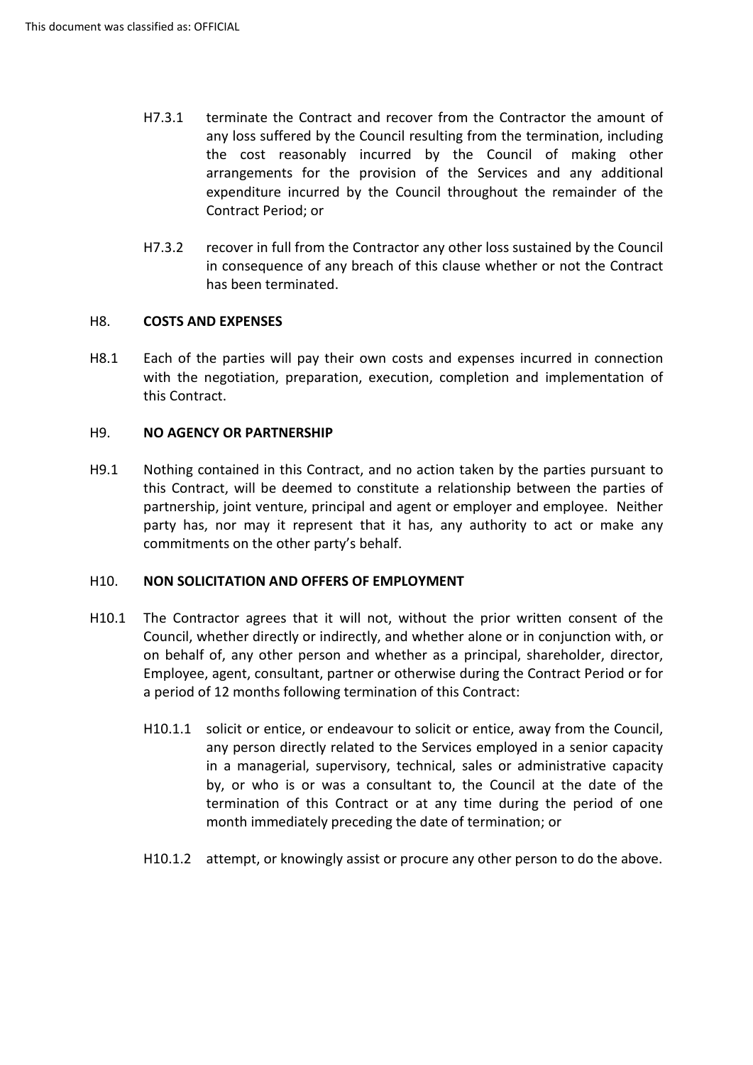H7.3.1 terminate the Contract and recover from the Contractor the amount of any loss suffered by the Council resulting from the termination, including the cost reasonably incurred by the Council of making other arrangements for the provision of the Services and any additional expenditure incurred by the Council throughout the remainder of the Contract Period; or

H7.3.2 recover in full from the Contractor any other loss sustained by the Council in consequence of any breach of this clause whether or not the Contract has been terminated.

## H8. COSTS AND EXPENSES

H8.1 Each of the parties will pay their own costs and expenses incurred in connection with the negotiation, preparation, execution, completion and implementation of this Contract.

## H9. NO AGENCY OR PARTNERSHIP

H9.1 Nothing contained in this Contract, and no action taken by the parties pursuant to this Contract, will be deemed to constitute a relationship between the parties of partnership, joint venture, principal and agent or employer and employee. Neither party has, nor may it represent that it has, any authority to act or make any commitments on the other party's behalf.

## H10. NON SOLICITATION AND OFFERS OF EMPLOYMENT

H10.1 The Contractor agrees that it will not, without the prior written consent of the Council, whether directly or indirectly, and whether alone or in conjunction with, or on behalf of, any other person and whether as a principal, shareholder, director, Employee, agent, consultant, partner or otherwise during the Contract Period or for a period of 12 months following termination of this Contract:

H10.1.1 solicit or entice, or endeavour to solicit or entice, away from the Council, any person directly related to the Services employed in a senior capacity in a managerial, supervisory, technical, sales or administrative capacity by, or who is or was a consultant to, the Council at the date of the termination of this Contract or at any time during the period of one month immediately preceding the date of termination; or

H10.1.2 attempt, or knowingly assist or procure any other person to do the above.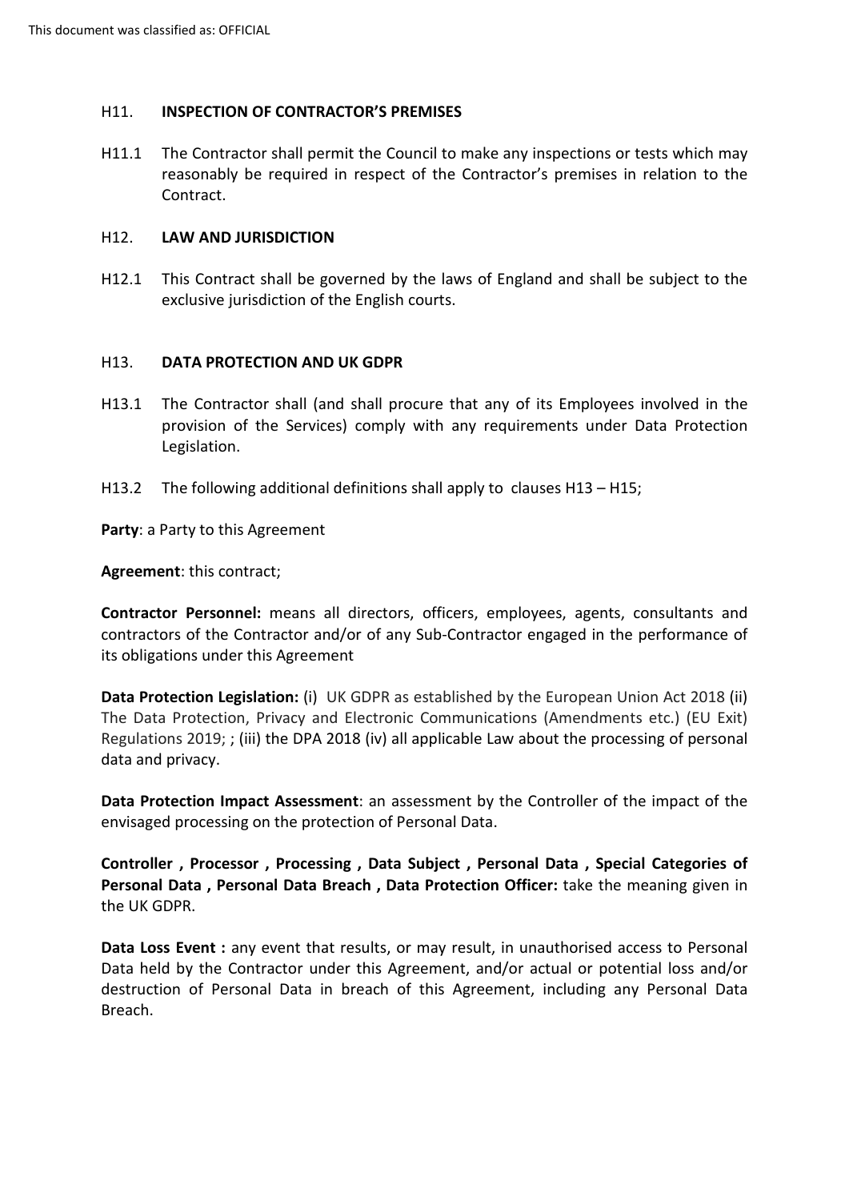## H11. INSPECTION OF CONTRACTOR'S PREMISES

H11.1 The Contractor shall permit the Council to make any inspections or tests which may reasonably be required in respect of the Contractor's premises in relation to the Contract.

## H12. LAW AND JURISDICTION

H12.1 This Contract shall be governed by the laws of England and shall be subject to the exclusive jurisdiction of the English courts.

## H13. DATA PROTECTION AND UK GDPR

H13.1 The Contractor shall (and shall procure that any of its Employees involved in the provision of the Services) comply with any requirements under Data Protection Legislation.

H13.2 The following additional definitions shall apply to clauses H13 – H15;

**Party**: a Party to this Agreement

**Agreement**: this contract;

**Contractor Personnel:** means all directors, officers, employees, agents, consultants and contractors of the Contractor and/or of any Sub-Contractor engaged in the performance of its obligations under this Agreement

**Data Protection Legislation:** (i) UK GDPR as established by the European Union Act 2018 (ii) The Data Protection, Privacy and Electronic Communications (Amendments etc.) (EU Exit) Regulations 2019; ; (iii) the DPA 2018 (iv) all applicable Law about the processing of personal data and privacy.

**Data Protection Impact Assessment**: an assessment by the Controller of the impact of the envisaged processing on the protection of Personal Data.

**Controller , Processor , Processing , Data Subject , Personal Data , Special Categories of Personal Data , Personal Data Breach , Data Protection Officer:** take the meaning given in the UK GDPR.

**Data Loss Event :** any event that results, or may result, in unauthorised access to Personal Data held by the Contractor under this Agreement, and/or actual or potential loss and/or destruction of Personal Data in breach of this Agreement, including any Personal Data Breach.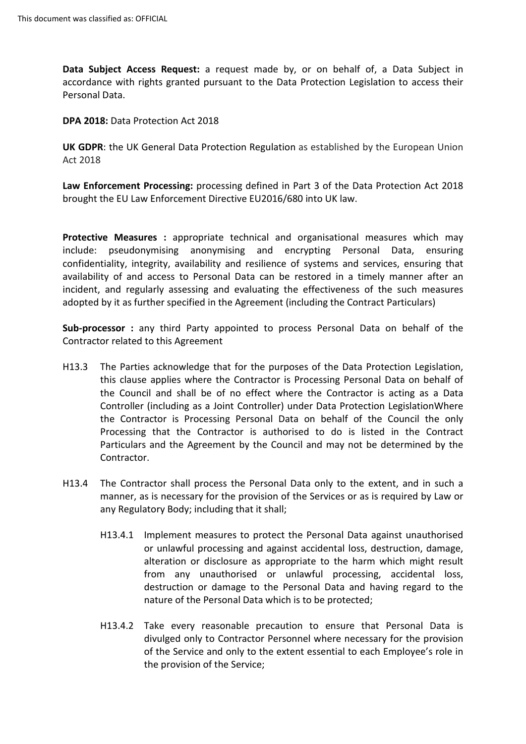**Data Subject Access Request:** a request made by, or on behalf of, a Data Subject in accordance with rights granted pursuant to the Data Protection Legislation to access their Personal Data.

**DPA 2018:** Data Protection Act 2018

**UK GDPR**: the UK General Data Protection Regulation as established by the European Union Act 2018

**Law Enforcement Processing:** processing defined in Part 3 of the Data Protection Act 2018 brought the EU Law Enforcement Directive EU2016/680 into UK law.

**Protective Measures :** appropriate technical and organisational measures which may include: pseudonymising anonymising and encrypting Personal Data, ensuring confidentiality, integrity, availability and resilience of systems and services, ensuring that availability of and access to Personal Data can be restored in a timely manner after an incident, and regularly assessing and evaluating the effectiveness of the such measures adopted by it as further specified in the Agreement (including the Contract Particulars)

**Sub-processor :** any third Party appointed to process Personal Data on behalf of the Contractor related to this Agreement

H13.3 The Parties acknowledge that for the purposes of the Data Protection Legislation, this clause applies where the Contractor is Processing Personal Data on behalf of the Council and shall be of no effect where the Contractor is acting as a Data Controller (including as a Joint Controller) under Data Protection LegislationWhere the Contractor is Processing Personal Data on behalf of the Council the only Processing that the Contractor is authorised to do is listed in the Contract Particulars and the Agreement by the Council and may not be determined by the Contractor.

H13.4 The Contractor shall process the Personal Data only to the extent, and in such a manner, as is necessary for the provision of the Services or as is required by Law or any Regulatory Body; including that it shall;

H13.4.1 Implement measures to protect the Personal Data against unauthorised or unlawful processing and against accidental loss, destruction, damage, alteration or disclosure as appropriate to the harm which might result from any unauthorised or unlawful processing, accidental loss, destruction or damage to the Personal Data and having regard to the nature of the Personal Data which is to be protected;

H13.4.2 Take every reasonable precaution to ensure that Personal Data is divulged only to Contractor Personnel where necessary for the provision of the Service and only to the extent essential to each Employee's role in the provision of the Service;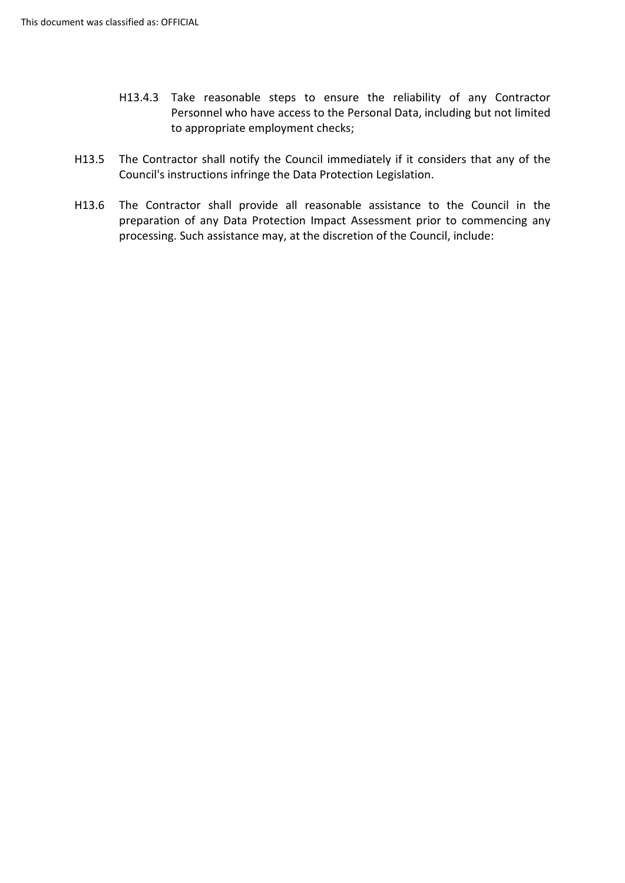H13.4.3 Take reasonable steps to ensure the reliability of any Contractor Personnel who have access to the Personal Data, including but not limited to appropriate employment checks;

H13.5 The Contractor shall notify the Council immediately if it considers that any of the Council's instructions infringe the Data Protection Legislation.

H13.6 The Contractor shall provide all reasonable assistance to the Council in the preparation of any Data Protection Impact Assessment prior to commencing any processing. Such assistance may, at the discretion of the Council, include: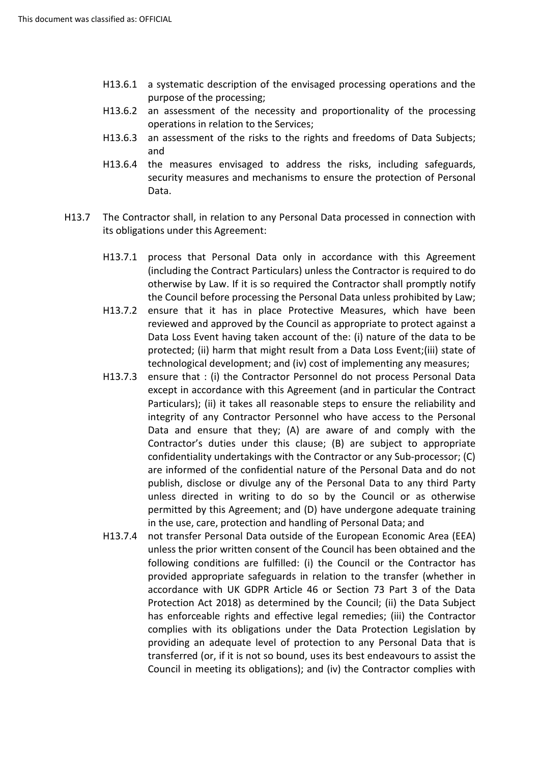H13.6.1 a systematic description of the envisaged processing operations and the purpose of the processing;

H13.6.2 an assessment of the necessity and proportionality of the processing operations in relation to the Services;

H13.6.3 an assessment of the risks to the rights and freedoms of Data Subjects; and

H13.6.4 the measures envisaged to address the risks, including safeguards, security measures and mechanisms to ensure the protection of Personal Data.

H13.7 The Contractor shall, in relation to any Personal Data processed in connection with its obligations under this Agreement:

H13.7.1 process that Personal Data only in accordance with this Agreement (including the Contract Particulars) unless the Contractor is required to do otherwise by Law. If it is so required the Contractor shall promptly notify the Council before processing the Personal Data unless prohibited by Law;

H13.7.2 ensure that it has in place Protective Measures, which have been reviewed and approved by the Council as appropriate to protect against a Data Loss Event having taken account of the: (i) nature of the data to be protected; (ii) harm that might result from a Data Loss Event;(iii) state of technological development; and (iv) cost of implementing any measures;

H13.7.3 ensure that : (i) the Contractor Personnel do not process Personal Data except in accordance with this Agreement (and in particular the Contract Particulars); (ii) it takes all reasonable steps to ensure the reliability and integrity of any Contractor Personnel who have access to the Personal Data and ensure that they; (A) are aware of and comply with the Contractor's duties under this clause; (B) are subject to appropriate confidentiality undertakings with the Contractor or any Sub-processor; (C) are informed of the confidential nature of the Personal Data and do not publish, disclose or divulge any of the Personal Data to any third Party unless directed in writing to do so by the Council or as otherwise permitted by this Agreement; and (D) have undergone adequate training in the use, care, protection and handling of Personal Data; and

H13.7.4 not transfer Personal Data outside of the European Economic Area (EEA) unless the prior written consent of the Council has been obtained and the following conditions are fulfilled: (i) the Council or the Contractor has provided appropriate safeguards in relation to the transfer (whether in accordance with UK GDPR Article 46 or Section 73 Part 3 of the Data Protection Act 2018) as determined by the Council; (ii) the Data Subject has enforceable rights and effective legal remedies; (iii) the Contractor complies with its obligations under the Data Protection Legislation by providing an adequate level of protection to any Personal Data that is transferred (or, if it is not so bound, uses its best endeavours to assist the Council in meeting its obligations); and (iv) the Contractor complies with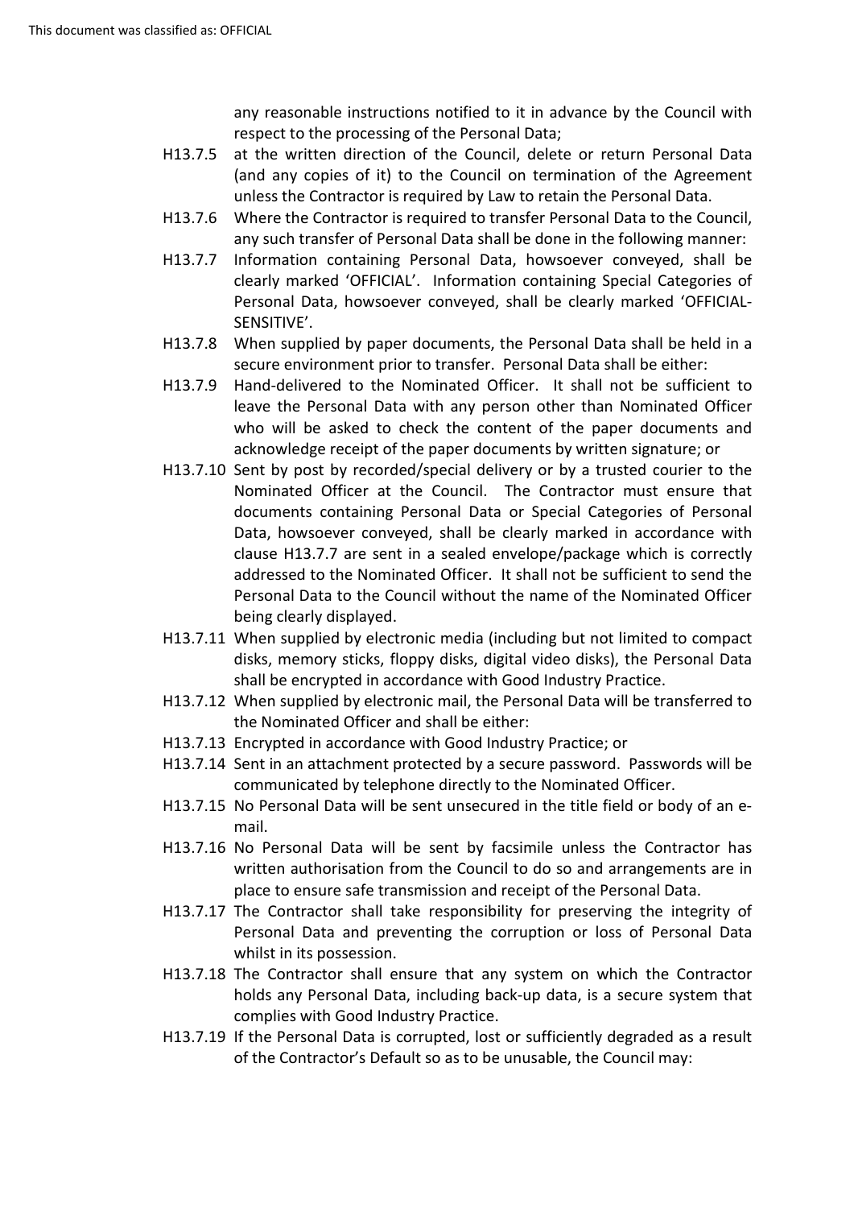any reasonable instructions notified to it in advance by the Council with respect to the processing of the Personal Data;

H13.7.5 at the written direction of the Council, delete or return Personal Data (and any copies of it) to the Council on termination of the Agreement unless the Contractor is required by Law to retain the Personal Data.

H13.7.6 Where the Contractor is required to transfer Personal Data to the Council, any such transfer of Personal Data shall be done in the following manner:

H13.7.7 Information containing Personal Data, howsoever conveyed, shall be clearly marked 'OFFICIAL'. Information containing Special Categories of Personal Data, howsoever conveyed, shall be clearly marked 'OFFICIAL-SENSITIVE'.

H13.7.8 When supplied by paper documents, the Personal Data shall be held in a secure environment prior to transfer. Personal Data shall be either:

H13.7.9 Hand-delivered to the Nominated Officer. It shall not be sufficient to leave the Personal Data with any person other than Nominated Officer who will be asked to check the content of the paper documents and acknowledge receipt of the paper documents by written signature; or

H13.7.10 Sent by post by recorded/special delivery or by a trusted courier to the Nominated Officer at the Council. The Contractor must ensure that documents containing Personal Data or Special Categories of Personal Data, howsoever conveyed, shall be clearly marked in accordance with clause H13.7.7 are sent in a sealed envelope/package which is correctly addressed to the Nominated Officer. It shall not be sufficient to send the Personal Data to the Council without the name of the Nominated Officer being clearly displayed.

H13.7.11 When supplied by electronic media (including but not limited to compact disks, memory sticks, floppy disks, digital video disks), the Personal Data shall be encrypted in accordance with Good Industry Practice.

H13.7.12 When supplied by electronic mail, the Personal Data will be transferred to the Nominated Officer and shall be either:

H13.7.13 Encrypted in accordance with Good Industry Practice; or

H13.7.14 Sent in an attachment protected by a secure password. Passwords will be communicated by telephone directly to the Nominated Officer.

H13.7.15 No Personal Data will be sent unsecured in the title field or body of an e-mail.

H13.7.16 No Personal Data will be sent by facsimile unless the Contractor has written authorisation from the Council to do so and arrangements are in place to ensure safe transmission and receipt of the Personal Data.

H13.7.17 The Contractor shall take responsibility for preserving the integrity of Personal Data and preventing the corruption or loss of Personal Data whilst in its possession.

H13.7.18 The Contractor shall ensure that any system on which the Contractor holds any Personal Data, including back-up data, is a secure system that complies with Good Industry Practice.

H13.7.19 If the Personal Data is corrupted, lost or sufficiently degraded as a result of the Contractor's Default so as to be unusable, the Council may: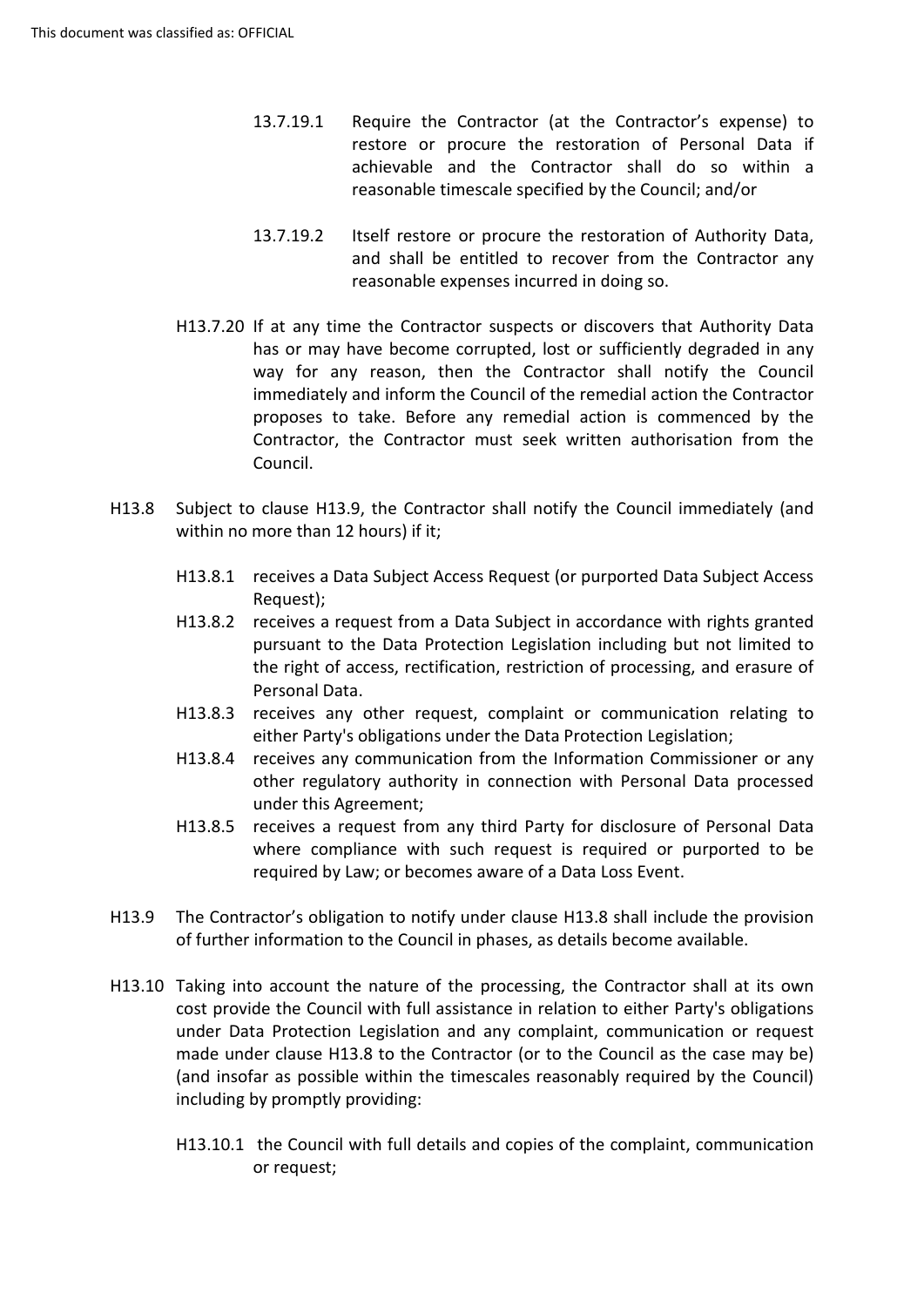13.7.19.1 Require the Contractor (at the Contractor's expense) to restore or procure the restoration of Personal Data if achievable and the Contractor shall do so within a reasonable timescale specified by the Council; and/or

13.7.19.2 Itself restore or procure the restoration of Authority Data, and shall be entitled to recover from the Contractor any reasonable expenses incurred in doing so.

H13.7.20 If at any time the Contractor suspects or discovers that Authority Data has or may have become corrupted, lost or sufficiently degraded in any way for any reason, then the Contractor shall notify the Council immediately and inform the Council of the remedial action the Contractor proposes to take. Before any remedial action is commenced by the Contractor, the Contractor must seek written authorisation from the Council.

H13.8 Subject to clause H13.9, the Contractor shall notify the Council immediately (and within no more than 12 hours) if it;

H13.8.1 receives a Data Subject Access Request (or purported Data Subject Access Request);

H13.8.2 receives a request from a Data Subject in accordance with rights granted pursuant to the Data Protection Legislation including but not limited to the right of access, rectification, restriction of processing, and erasure of Personal Data.

H13.8.3 receives any other request, complaint or communication relating to either Party's obligations under the Data Protection Legislation;

H13.8.4 receives any communication from the Information Commissioner or any other regulatory authority in connection with Personal Data processed under this Agreement;

H13.8.5 receives a request from any third Party for disclosure of Personal Data where compliance with such request is required or purported to be required by Law; or becomes aware of a Data Loss Event.

H13.9 The Contractor's obligation to notify under clause H13.8 shall include the provision of further information to the Council in phases, as details become available.

H13.10 Taking into account the nature of the processing, the Contractor shall at its own cost provide the Council with full assistance in relation to either Party's obligations under Data Protection Legislation and any complaint, communication or request made under clause H13.8 to the Contractor (or to the Council as the case may be) (and insofar as possible within the timescales reasonably required by the Council) including by promptly providing:

H13.10.1 the Council with full details and copies of the complaint, communication or request;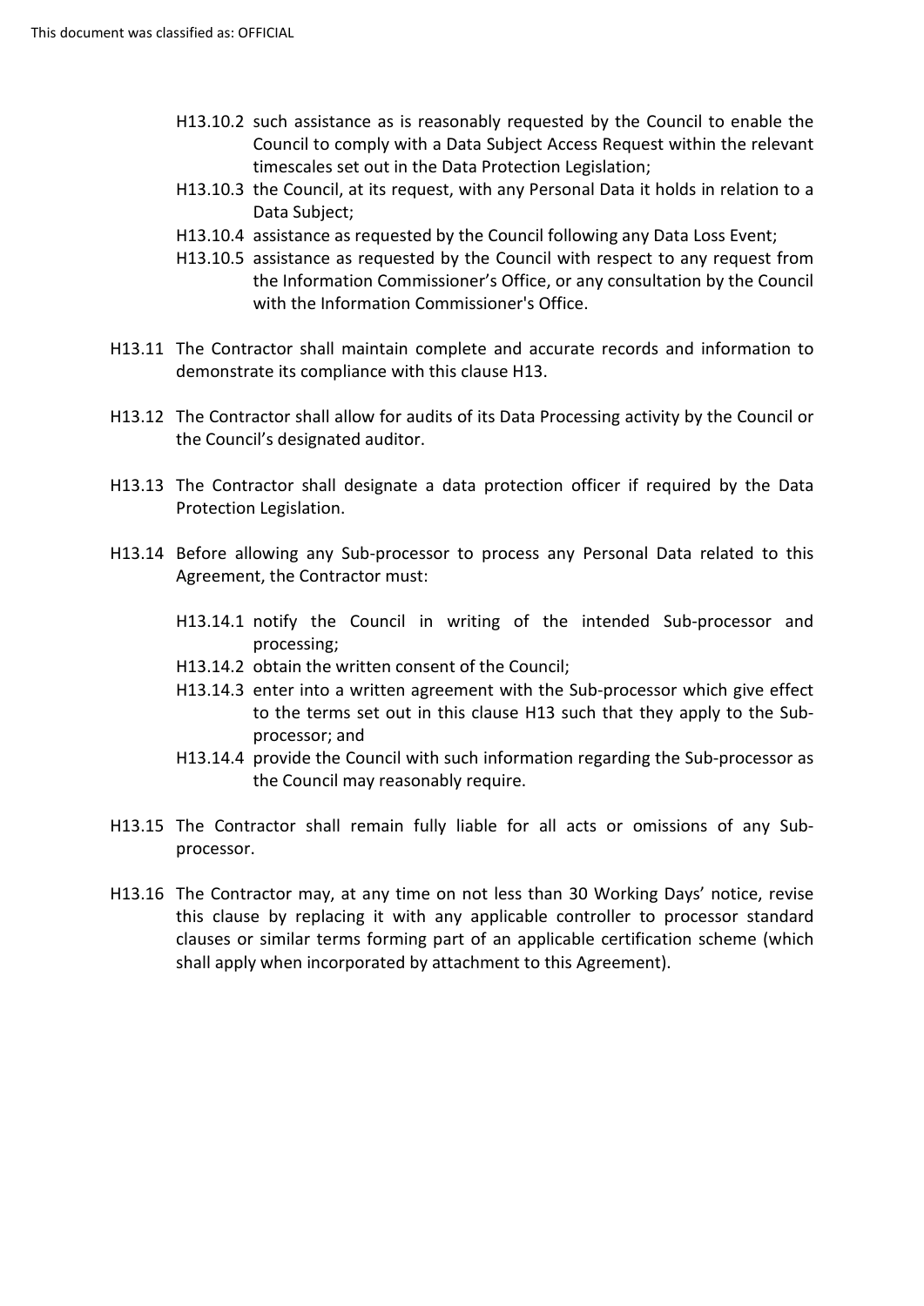H13.10.2 such assistance as is reasonably requested by the Council to enable the Council to comply with a Data Subject Access Request within the relevant timescales set out in the Data Protection Legislation;

H13.10.3 the Council, at its request, with any Personal Data it holds in relation to a Data Subject;

H13.10.4 assistance as requested by the Council following any Data Loss Event;

H13.10.5 assistance as requested by the Council with respect to any request from the Information Commissioner's Office, or any consultation by the Council with the Information Commissioner's Office.

H13.11 The Contractor shall maintain complete and accurate records and information to demonstrate its compliance with this clause H13.

H13.12 The Contractor shall allow for audits of its Data Processing activity by the Council or the Council's designated auditor.

H13.13 The Contractor shall designate a data protection officer if required by the Data Protection Legislation.

H13.14 Before allowing any Sub-processor to process any Personal Data related to this Agreement, the Contractor must:

H13.14.1 notify the Council in writing of the intended Sub-processor and processing;

H13.14.2 obtain the written consent of the Council;

H13.14.3 enter into a written agreement with the Sub-processor which give effect to the terms set out in this clause H13 such that they apply to the Sub-processor; and

H13.14.4 provide the Council with such information regarding the Sub-processor as the Council may reasonably require.

H13.15 The Contractor shall remain fully liable for all acts or omissions of any Sub-processor.

H13.16 The Contractor may, at any time on not less than 30 Working Days' notice, revise this clause by replacing it with any applicable controller to processor standard clauses or similar terms forming part of an applicable certification scheme (which shall apply when incorporated by attachment to this Agreement).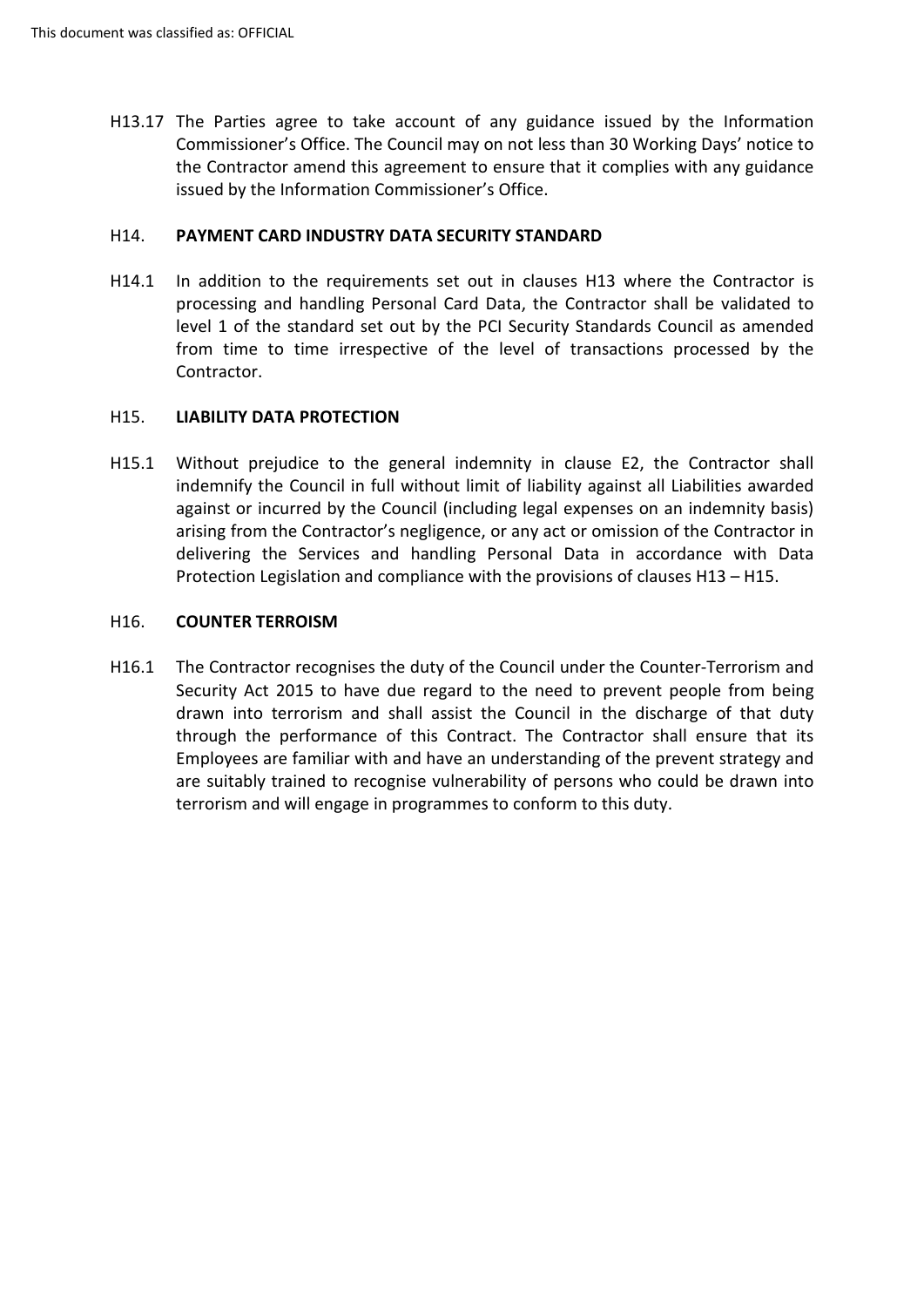H13.17 The Parties agree to take account of any guidance issued by the Information Commissioner's Office. The Council may on not less than 30 Working Days' notice to the Contractor amend this agreement to ensure that it complies with any guidance issued by the Information Commissioner's Office.

## H14. PAYMENT CARD INDUSTRY DATA SECURITY STANDARD

H14.1 In addition to the requirements set out in clauses H13 where the Contractor is processing and handling Personal Card Data, the Contractor shall be validated to level 1 of the standard set out by the PCI Security Standards Council as amended from time to time irrespective of the level of transactions processed by the Contractor.

## H15. LIABILITY DATA PROTECTION

H15.1 Without prejudice to the general indemnity in clause E2, the Contractor shall indemnify the Council in full without limit of liability against all Liabilities awarded against or incurred by the Council (including legal expenses on an indemnity basis) arising from the Contractor's negligence, or any act or omission of the Contractor in delivering the Services and handling Personal Data in accordance with Data Protection Legislation and compliance with the provisions of clauses H13 – H15.

## H16. COUNTER TERROISM

H16.1 The Contractor recognises the duty of the Council under the Counter-Terrorism and Security Act 2015 to have due regard to the need to prevent people from being drawn into terrorism and shall assist the Council in the discharge of that duty through the performance of this Contract. The Contractor shall ensure that its Employees are familiar with and have an understanding of the prevent strategy and are suitably trained to recognise vulnerability of persons who could be drawn into terrorism and will engage in programmes to conform to this duty.